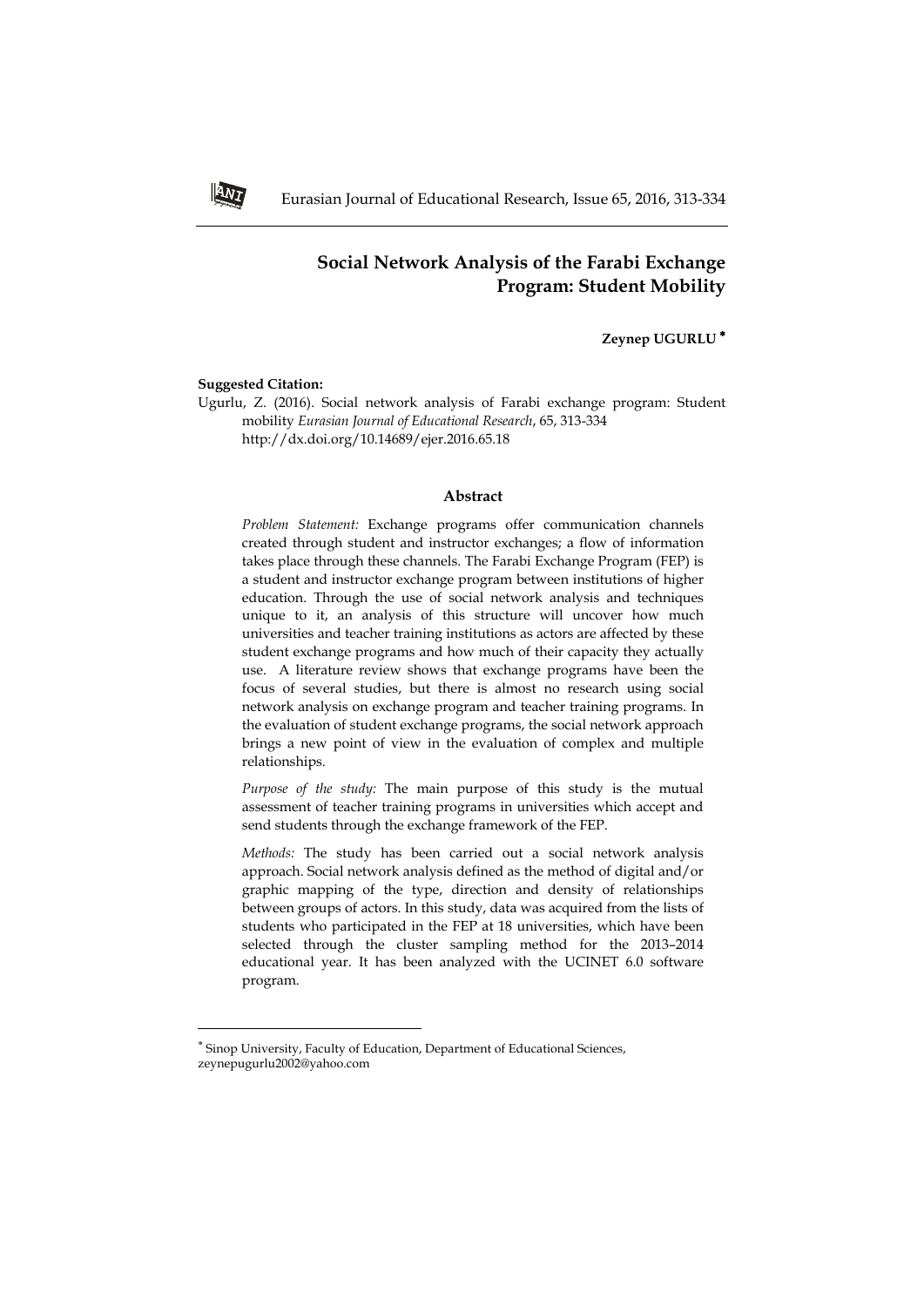# Social Network Analysis of the Farabi Exchange Program: Student Mobility

**Zeynep UGURLU** [*]

**Suggested Citation:**

Ugurlu, Z. (2016). Social network analysis of Farabi exchange program: Student mobility *Eurasian Journal of Educational Research*, 65, 313-334 http://dx.doi.org/10.14689/ejer.2016.65.18

## Abstract

*Problem Statement:* Exchange programs offer communication channels created through student and instructor exchanges; a flow of information takes place through these channels. The Farabi Exchange Program (FEP) is a student and instructor exchange program between institutions of higher education. Through the use of social network analysis and techniques unique to it, an analysis of this structure will uncover how much universities and teacher training institutions as actors are affected by these student exchange programs and how much of their capacity they actually use. A literature review shows that exchange programs have been the focus of several studies, but there is almost no research using social network analysis on exchange program and teacher training programs. In the evaluation of student exchange programs, the social network approach brings a new point of view in the evaluation of complex and multiple relationships.

*Purpose of the study:* The main purpose of this study is the mutual assessment of teacher training programs in universities which accept and send students through the exchange framework of the FEP.

*Methods:* The study has been carried out a social network analysis approach. Social network analysis defined as the method of digital and/or graphic mapping of the type, direction and density of relationships between groups of actors. In this study, data was acquired from the lists of students who participated in the FEP at 18 universities, which have been selected through the cluster sampling method for the 2013–2014 educational year. It has been analyzed with the UCINET 6.0 software program.

---

[*] Sinop University, Faculty of Education, Department of Educational Sciences, zeynepugurlu2002@yahoo.com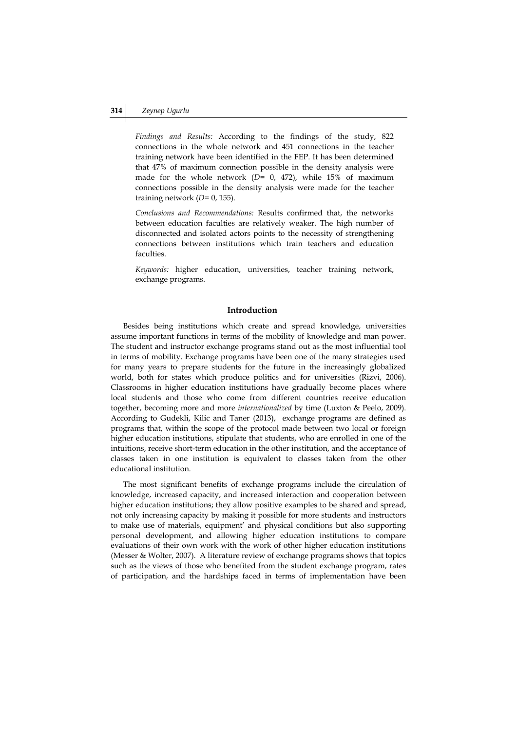*Findings and Results:* According to the findings of the study, 822 connections in the whole network and 451 connections in the teacher training network have been identified in the FEP. It has been determined that 47% of maximum connection possible in the density analysis were made for the whole network (*D*= 0, 472), while 15% of maximum connections possible in the density analysis were made for the teacher training network (*D*= 0, 155).

*Conclusions and Recommendations:* Results confirmed that, the networks between education faculties are relatively weaker. The high number of disconnected and isolated actors points to the necessity of strengthening connections between institutions which train teachers and education faculties.

*Keywords:* higher education, universities, teacher training network, exchange programs.

## Introduction

Besides being institutions which create and spread knowledge, universities assume important functions in terms of the mobility of knowledge and man power. The student and instructor exchange programs stand out as the most influential tool in terms of mobility. Exchange programs have been one of the many strategies used for many years to prepare students for the future in the increasingly globalized world, both for states which produce politics and for universities (Rizvi, 2006). Classrooms in higher education institutions have gradually become places where local students and those who come from different countries receive education together, becoming more and more *internationalized* by time (Luxton & Peelo, 2009). According to Gudekli, Kilic and Taner (2013), exchange programs are defined as programs that, within the scope of the protocol made between two local or foreign higher education institutions, stipulate that students, who are enrolled in one of the intuitions, receive short-term education in the other institution, and the acceptance of classes taken in one institution is equivalent to classes taken from the other educational institution.

The most significant benefits of exchange programs include the circulation of knowledge, increased capacity, and increased interaction and cooperation between higher education institutions; they allow positive examples to be shared and spread, not only increasing capacity by making it possible for more students and instructors to make use of materials, equipment' and physical conditions but also supporting personal development, and allowing higher education institutions to compare evaluations of their own work with the work of other higher education institutions (Messer & Wolter, 2007). A literature review of exchange programs shows that topics such as the views of those who benefited from the student exchange program, rates of participation, and the hardships faced in terms of implementation have been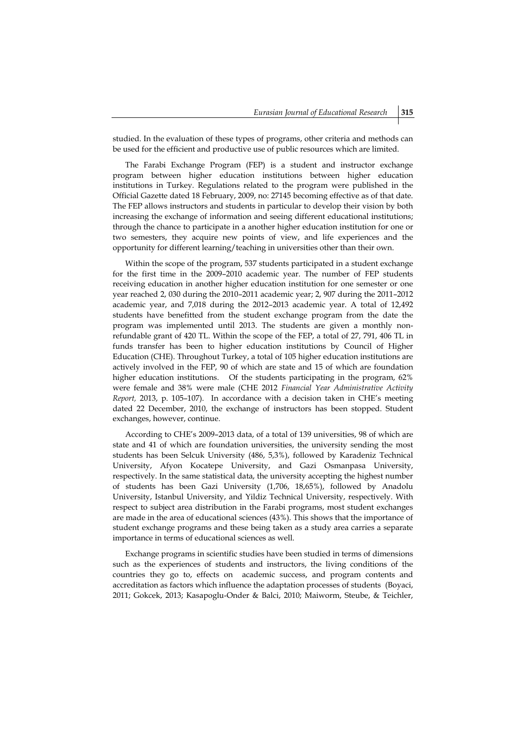studied. In the evaluation of these types of programs, other criteria and methods can be used for the efficient and productive use of public resources which are limited.

The Farabi Exchange Program (FEP) is a student and instructor exchange program between higher education institutions between higher education institutions in Turkey. Regulations related to the program were published in the Official Gazette dated 18 February, 2009, no: 27145 becoming effective as of that date. The FEP allows instructors and students in particular to develop their vision by both increasing the exchange of information and seeing different educational institutions; through the chance to participate in a another higher education institution for one or two semesters, they acquire new points of view, and life experiences and the opportunity for different learning/teaching in universities other than their own.

Within the scope of the program, 537 students participated in a student exchange for the first time in the 2009–2010 academic year. The number of FEP students receiving education in another higher education institution for one semester or one year reached 2, 030 during the 2010–2011 academic year; 2, 907 during the 2011–2012 academic year, and 7,018 during the 2012–2013 academic year. A total of 12,492 students have benefitted from the student exchange program from the date the program was implemented until 2013. The students are given a monthly non-refundable grant of 420 TL. Within the scope of the FEP, a total of 27, 791, 406 TL in funds transfer has been to higher education institutions by Council of Higher Education (CHE). Throughout Turkey, a total of 105 higher education institutions are actively involved in the FEP, 90 of which are state and 15 of which are foundation higher education institutions. Of the students participating in the program, 62% were female and 38% were male (CHE 2012 *Financial Year Administrative Activity Report,* 2013, p. 105–107). In accordance with a decision taken in CHE's meeting dated 22 December, 2010, the exchange of instructors has been stopped. Student exchanges, however, continue.

According to CHE's 2009–2013 data, of a total of 139 universities, 98 of which are state and 41 of which are foundation universities, the university sending the most students has been Selcuk University (486, 5,3%), followed by Karadeniz Technical University, Afyon Kocatepe University, and Gazi Osmanpasa University, respectively. In the same statistical data, the university accepting the highest number of students has been Gazi University (1,706, 18,65%), followed by Anadolu University, Istanbul University, and Yildiz Technical University, respectively. With respect to subject area distribution in the Farabi programs, most student exchanges are made in the area of educational sciences (43%). This shows that the importance of student exchange programs and these being taken as a study area carries a separate importance in terms of educational sciences as well.

Exchange programs in scientific studies have been studied in terms of dimensions such as the experiences of students and instructors, the living conditions of the countries they go to, effects on academic success, and program contents and accreditation as factors which influence the adaptation processes of students (Boyaci, 2011; Gokcek, 2013; Kasapoglu-Onder & Balci, 2010; Maiworm, Steube, & Teichler,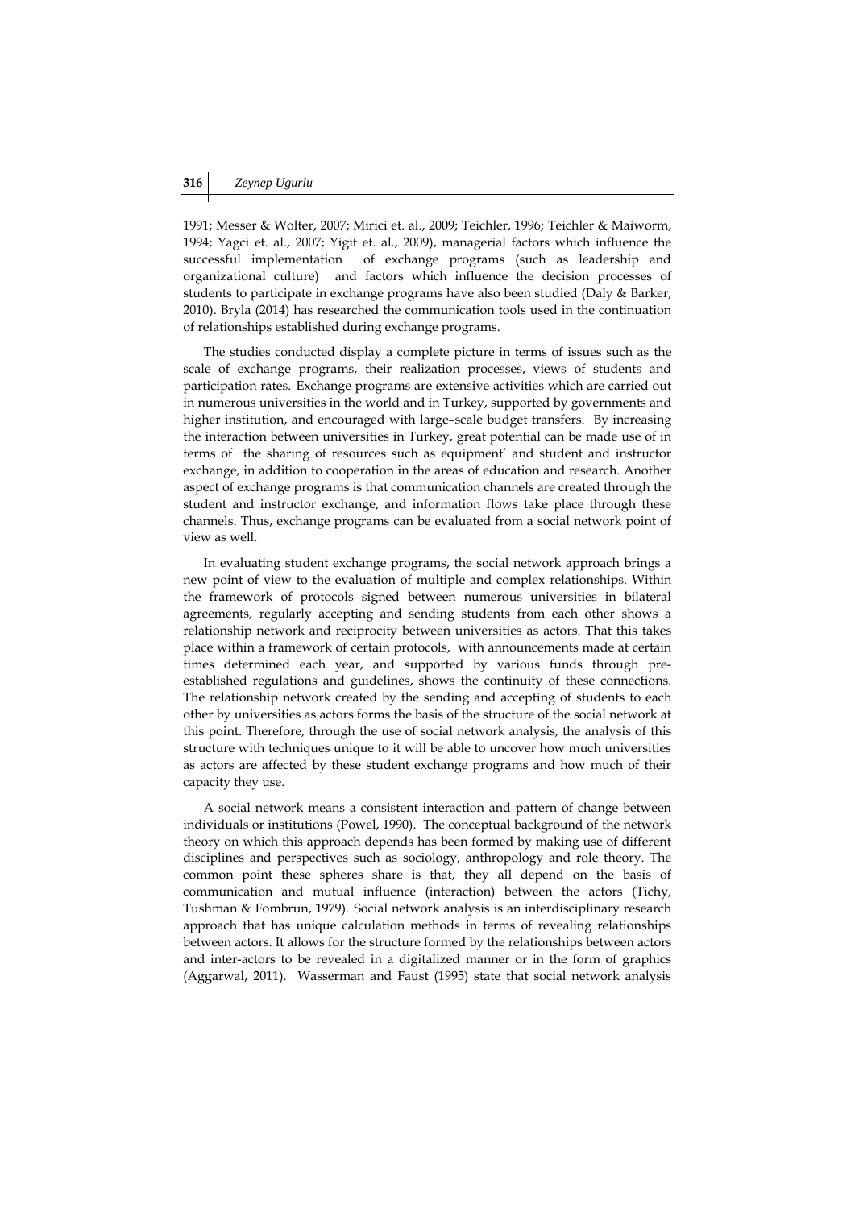1991; Messer & Wolter, 2007; Mirici et. al., 2009; Teichler, 1996; Teichler & Maiworm, 1994; Yagci et. al., 2007; Yigit et. al., 2009), managerial factors which influence the successful implementation of exchange programs (such as leadership and organizational culture) and factors which influence the decision processes of students to participate in exchange programs have also been studied (Daly & Barker, 2010). Bryla (2014) has researched the communication tools used in the continuation of relationships established during exchange programs.

The studies conducted display a complete picture in terms of issues such as the scale of exchange programs, their realization processes, views of students and participation rates. Exchange programs are extensive activities which are carried out in numerous universities in the world and in Turkey, supported by governments and higher institution, and encouraged with large–scale budget transfers. By increasing the interaction between universities in Turkey, great potential can be made use of in terms of the sharing of resources such as equipment' and student and instructor exchange, in addition to cooperation in the areas of education and research. Another aspect of exchange programs is that communication channels are created through the student and instructor exchange, and information flows take place through these channels. Thus, exchange programs can be evaluated from a social network point of view as well.

In evaluating student exchange programs, the social network approach brings a new point of view to the evaluation of multiple and complex relationships. Within the framework of protocols signed between numerous universities in bilateral agreements, regularly accepting and sending students from each other shows a relationship network and reciprocity between universities as actors. That this takes place within a framework of certain protocols, with announcements made at certain times determined each year, and supported by various funds through pre-established regulations and guidelines, shows the continuity of these connections. The relationship network created by the sending and accepting of students to each other by universities as actors forms the basis of the structure of the social network at this point. Therefore, through the use of social network analysis, the analysis of this structure with techniques unique to it will be able to uncover how much universities as actors are affected by these student exchange programs and how much of their capacity they use.

A social network means a consistent interaction and pattern of change between individuals or institutions (Powel, 1990). The conceptual background of the network theory on which this approach depends has been formed by making use of different disciplines and perspectives such as sociology, anthropology and role theory. The common point these spheres share is that, they all depend on the basis of communication and mutual influence (interaction) between the actors (Tichy, Tushman & Fombrun, 1979). Social network analysis is an interdisciplinary research approach that has unique calculation methods in terms of revealing relationships between actors. It allows for the structure formed by the relationships between actors and inter-actors to be revealed in a digitalized manner or in the form of graphics (Aggarwal, 2011). Wasserman and Faust (1995) state that social network analysis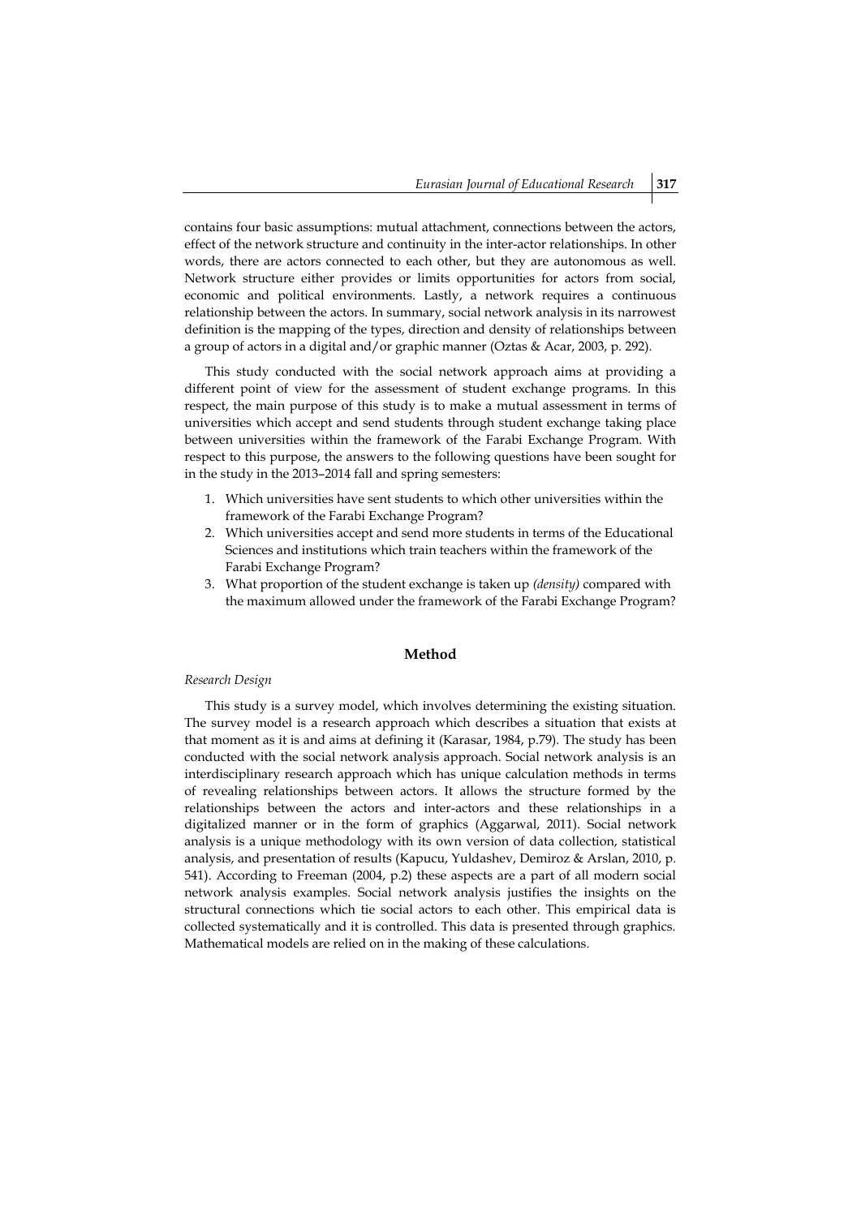contains four basic assumptions: mutual attachment, connections between the actors, effect of the network structure and continuity in the inter-actor relationships. In other words, there are actors connected to each other, but they are autonomous as well. Network structure either provides or limits opportunities for actors from social, economic and political environments. Lastly, a network requires a continuous relationship between the actors. In summary, social network analysis in its narrowest definition is the mapping of the types, direction and density of relationships between a group of actors in a digital and/or graphic manner (Oztas & Acar, 2003, p. 292).

This study conducted with the social network approach aims at providing a different point of view for the assessment of student exchange programs. In this respect, the main purpose of this study is to make a mutual assessment in terms of universities which accept and send students through student exchange taking place between universities within the framework of the Farabi Exchange Program. With respect to this purpose, the answers to the following questions have been sought for in the study in the 2013–2014 fall and spring semesters:

1. Which universities have sent students to which other universities within the framework of the Farabi Exchange Program?
2. Which universities accept and send more students in terms of the Educational Sciences and institutions which train teachers within the framework of the Farabi Exchange Program?
3. What proportion of the student exchange is taken up *(density)* compared with the maximum allowed under the framework of the Farabi Exchange Program?

## Method

*Research Design*

This study is a survey model, which involves determining the existing situation. The survey model is a research approach which describes a situation that exists at that moment as it is and aims at defining it (Karasar, 1984, p.79). The study has been conducted with the social network analysis approach. Social network analysis is an interdisciplinary research approach which has unique calculation methods in terms of revealing relationships between actors. It allows the structure formed by the relationships between the actors and inter-actors and these relationships in a digitalized manner or in the form of graphics (Aggarwal, 2011). Social network analysis is a unique methodology with its own version of data collection, statistical analysis, and presentation of results (Kapucu, Yuldashev, Demiroz & Arslan, 2010, p. 541). According to Freeman (2004, p.2) these aspects are a part of all modern social network analysis examples. Social network analysis justifies the insights on the structural connections which tie social actors to each other. This empirical data is collected systematically and it is controlled. This data is presented through graphics. Mathematical models are relied on in the making of these calculations.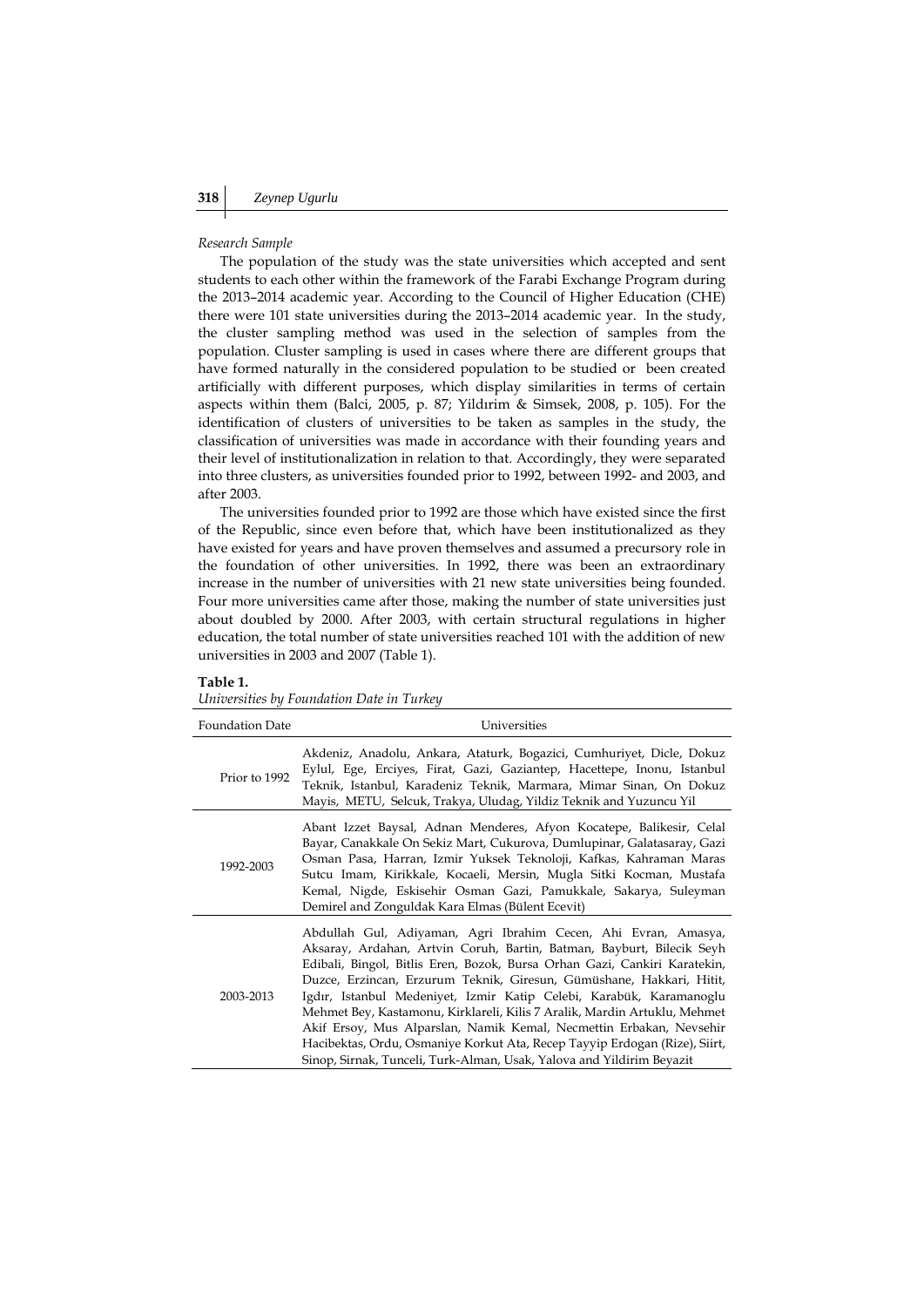*Research Sample*

The population of the study was the state universities which accepted and sent students to each other within the framework of the Farabi Exchange Program during the 2013–2014 academic year. According to the Council of Higher Education (CHE) there were 101 state universities during the 2013–2014 academic year. In the study, the cluster sampling method was used in the selection of samples from the population. Cluster sampling is used in cases where there are different groups that have formed naturally in the considered population to be studied or been created artificially with different purposes, which display similarities in terms of certain aspects within them (Balci, 2005, p. 87; Yildırim & Simsek, 2008, p. 105). For the identification of clusters of universities to be taken as samples in the study, the classification of universities was made in accordance with their founding years and their level of institutionalization in relation to that. Accordingly, they were separated into three clusters, as universities founded prior to 1992, between 1992- and 2003, and after 2003.

The universities founded prior to 1992 are those which have existed since the first of the Republic, since even before that, which have been institutionalized as they have existed for years and have proven themselves and assumed a precursory role in the foundation of other universities. In 1992, there was been an extraordinary increase in the number of universities with 21 new state universities being founded. Four more universities came after those, making the number of state universities just about doubled by 2000. After 2003, with certain structural regulations in higher education, the total number of state universities reached 101 with the addition of new universities in 2003 and 2007 (Table 1).

**Table 1.**
*Universities by Foundation Date in Turkey*

| Foundation Date | Universities |
|---|---|
| Prior to 1992 | Akdeniz, Anadolu, Ankara, Ataturk, Bogazici, Cumhuriyet, Dicle, Dokuz Eylul, Ege, Erciyes, Firat, Gazi, Gaziantep, Hacettepe, Inonu, Istanbul Teknik, Istanbul, Karadeniz Teknik, Marmara, Mimar Sinan, On Dokuz Mayis, METU, Selcuk, Trakya, Uludag, Yildiz Teknik and Yuzuncu Yil |
| 1992-2003 | Abant Izzet Baysal, Adnan Menderes, Afyon Kocatepe, Balikesir, Celal Bayar, Canakkale On Sekiz Mart, Cukurova, Dumlupinar, Galatasaray, Gazi Osman Pasa, Harran, Izmir Yuksek Teknoloji, Kafkas, Kahraman Maras Sutcu Imam, Kirikkale, Kocaeli, Mersin, Mugla Sitki Kocman, Mustafa Kemal, Nigde, Eskisehir Osman Gazi, Pamukkale, Sakarya, Suleyman Demirel and Zonguldak Kara Elmas (Bülent Ecevit) |
| 2003-2013 | Abdullah Gul, Adiyaman, Agri Ibrahim Cecen, Ahi Evran, Amasya, Aksaray, Ardahan, Artvin Coruh, Bartin, Batman, Bayburt, Bilecik Seyh Edibali, Bingol, Bitlis Eren, Bozok, Bursa Orhan Gazi, Cankiri Karatekin, Duzce, Erzincan, Erzurum Teknik, Giresun, Gümüshane, Hakkari, Hitit, Igdır, Istanbul Medeniyet, Izmir Katip Celebi, Karabük, Karamanoglu Mehmet Bey, Kastamonu, Kirklareli, Kilis 7 Aralik, Mardin Artuklu, Mehmet Akif Ersoy, Mus Alparslan, Namik Kemal, Necmettin Erbakan, Nevsehir Hacibektas, Ordu, Osmaniye Korkut Ata, Recep Tayyip Erdogan (Rize), Siirt, Sinop, Sirnak, Tunceli, Turk-Alman, Usak, Yalova and Yildirim Beyazit |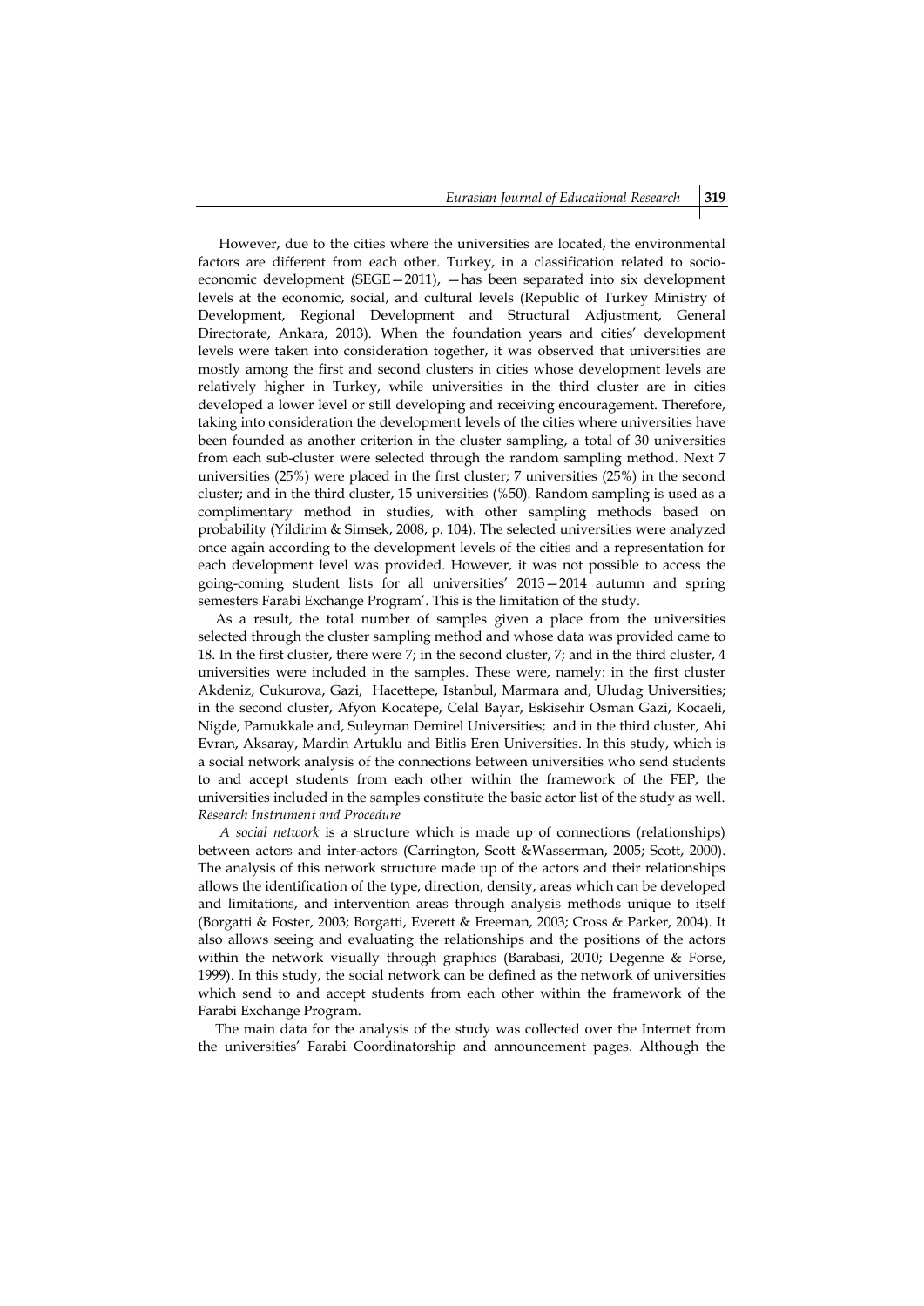However, due to the cities where the universities are located, the environmental factors are different from each other. Turkey, in a classification related to socio-economic development (SEGE—2011), —has been separated into six development levels at the economic, social, and cultural levels (Republic of Turkey Ministry of Development, Regional Development and Structural Adjustment, General Directorate, Ankara, 2013). When the foundation years and cities' development levels were taken into consideration together, it was observed that universities are mostly among the first and second clusters in cities whose development levels are relatively higher in Turkey, while universities in the third cluster are in cities developed a lower level or still developing and receiving encouragement. Therefore, taking into consideration the development levels of the cities where universities have been founded as another criterion in the cluster sampling, a total of 30 universities from each sub-cluster were selected through the random sampling method. Next 7 universities (25%) were placed in the first cluster; 7 universities (25%) in the second cluster; and in the third cluster, 15 universities (%50). Random sampling is used as a complimentary method in studies, with other sampling methods based on probability (Yildirim & Simsek, 2008, p. 104). The selected universities were analyzed once again according to the development levels of the cities and a representation for each development level was provided. However, it was not possible to access the going-coming student lists for all universities' 2013—2014 autumn and spring semesters Farabi Exchange Program'. This is the limitation of the study.

As a result, the total number of samples given a place from the universities selected through the cluster sampling method and whose data was provided came to 18. In the first cluster, there were 7; in the second cluster, 7; and in the third cluster, 4 universities were included in the samples. These were, namely: in the first cluster Akdeniz, Cukurova, Gazi, Hacettepe, Istanbul, Marmara and, Uludag Universities; in the second cluster, Afyon Kocatepe, Celal Bayar, Eskisehir Osman Gazi, Kocaeli, Nigde, Pamukkale and, Suleyman Demirel Universities; and in the third cluster, Ahi Evran, Aksaray, Mardin Artuklu and Bitlis Eren Universities. In this study, which is a social network analysis of the connections between universities who send students to and accept students from each other within the framework of the FEP, the universities included in the samples constitute the basic actor list of the study as well.

*Research Instrument and Procedure*

*A social network* is a structure which is made up of connections (relationships) between actors and inter-actors (Carrington, Scott &Wasserman, 2005; Scott, 2000). The analysis of this network structure made up of the actors and their relationships allows the identification of the type, direction, density, areas which can be developed and limitations, and intervention areas through analysis methods unique to itself (Borgatti & Foster, 2003; Borgatti, Everett & Freeman, 2003; Cross & Parker, 2004). It also allows seeing and evaluating the relationships and the positions of the actors within the network visually through graphics (Barabasi, 2010; Degenne & Forse, 1999). In this study, the social network can be defined as the network of universities which send to and accept students from each other within the framework of the Farabi Exchange Program.

The main data for the analysis of the study was collected over the Internet from the universities' Farabi Coordinatorship and announcement pages. Although the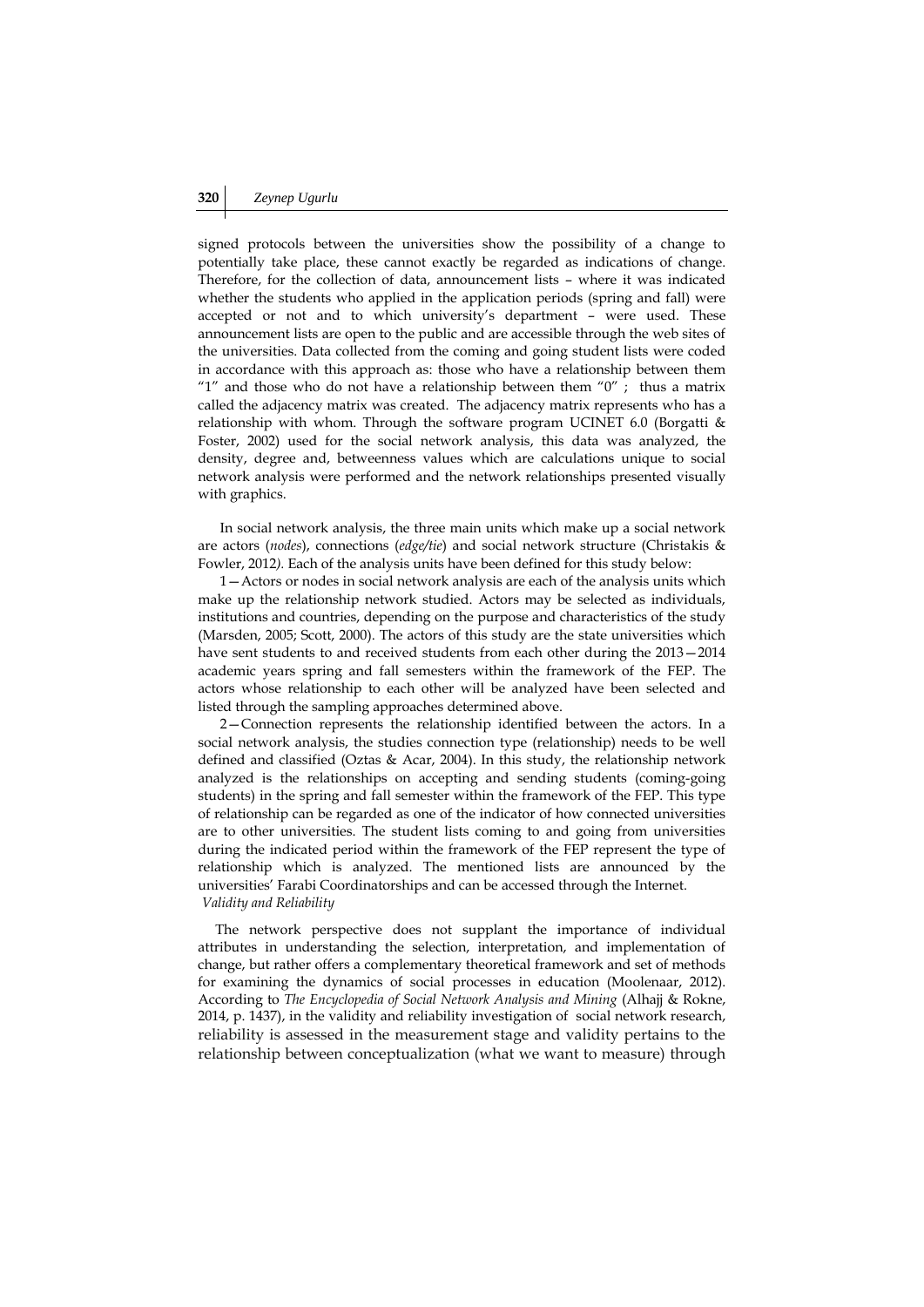signed protocols between the universities show the possibility of a change to potentially take place, these cannot exactly be regarded as indications of change. Therefore, for the collection of data, announcement lists – where it was indicated whether the students who applied in the application periods (spring and fall) were accepted or not and to which university's department – were used. These announcement lists are open to the public and are accessible through the web sites of the universities. Data collected from the coming and going student lists were coded in accordance with this approach as: those who have a relationship between them "1" and those who do not have a relationship between them "0" ; thus a matrix called the adjacency matrix was created. The adjacency matrix represents who has a relationship with whom. Through the software program UCINET 6.0 (Borgatti & Foster, 2002) used for the social network analysis, this data was analyzed, the density, degree and, betweenness values which are calculations unique to social network analysis were performed and the network relationships presented visually with graphics.

In social network analysis, the three main units which make up a social network are actors (*nodes*), connections (*edge/tie*) and social network structure (Christakis & Fowler, 2012). Each of the analysis units have been defined for this study below:

1—Actors or nodes in social network analysis are each of the analysis units which make up the relationship network studied. Actors may be selected as individuals, institutions and countries, depending on the purpose and characteristics of the study (Marsden, 2005; Scott, 2000). The actors of this study are the state universities which have sent students to and received students from each other during the 2013—2014 academic years spring and fall semesters within the framework of the FEP. The actors whose relationship to each other will be analyzed have been selected and listed through the sampling approaches determined above.

2—Connection represents the relationship identified between the actors. In a social network analysis, the studies connection type (relationship) needs to be well defined and classified (Oztas & Acar, 2004). In this study, the relationship network analyzed is the relationships on accepting and sending students (coming-going students) in the spring and fall semester within the framework of the FEP. This type of relationship can be regarded as one of the indicator of how connected universities are to other universities. The student lists coming to and going from universities during the indicated period within the framework of the FEP represent the type of relationship which is analyzed. The mentioned lists are announced by the universities' Farabi Coordinatorships and can be accessed through the Internet.

*Validity and Reliability*

The network perspective does not supplant the importance of individual attributes in understanding the selection, interpretation, and implementation of change, but rather offers a complementary theoretical framework and set of methods for examining the dynamics of social processes in education (Moolenaar, 2012). According to *The Encyclopedia of Social Network Analysis and Mining* (Alhajj & Rokne, 2014, p. 1437), in the validity and reliability investigation of social network research, reliability is assessed in the measurement stage and validity pertains to the relationship between conceptualization (what we want to measure) through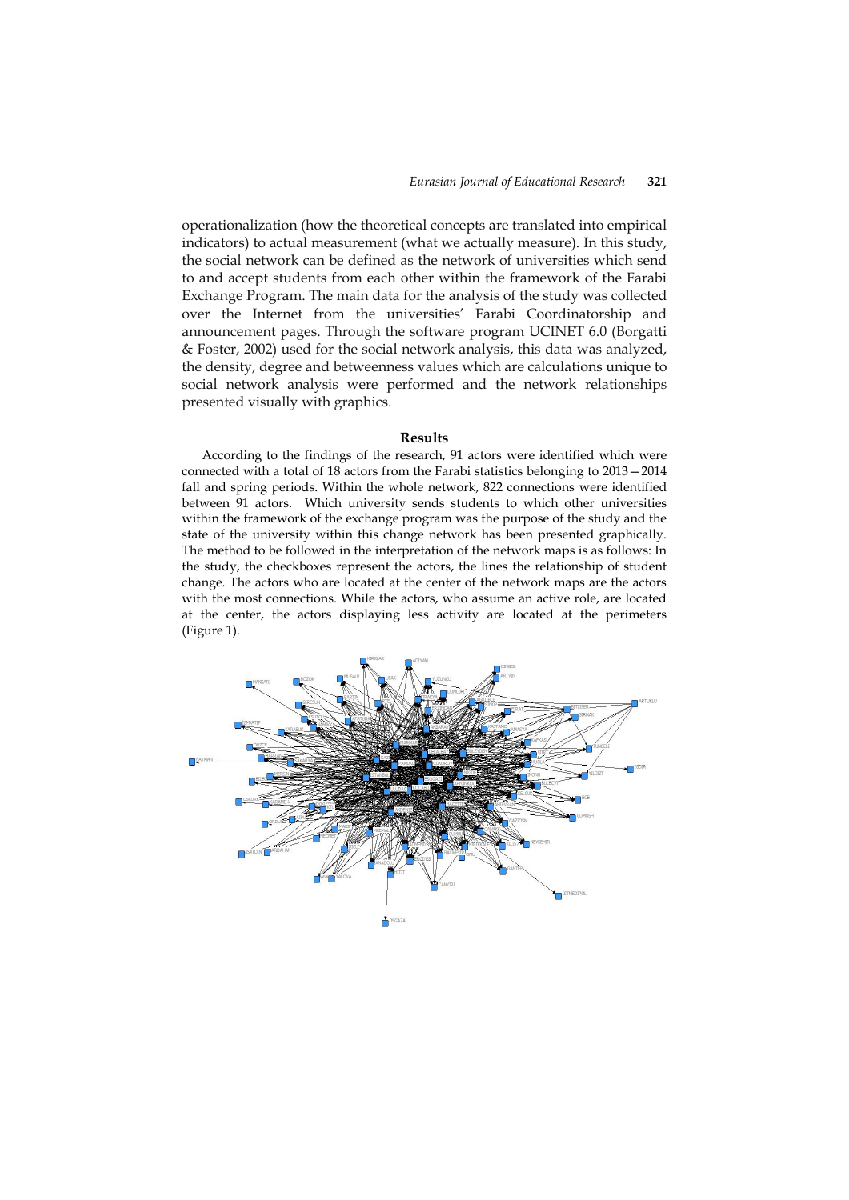operationalization (how the theoretical concepts are translated into empirical indicators) to actual measurement (what we actually measure). In this study, the social network can be defined as the network of universities which send to and accept students from each other within the framework of the Farabi Exchange Program. The main data for the analysis of the study was collected over the Internet from the universities' Farabi Coordinatorship and announcement pages. Through the software program UCINET 6.0 (Borgatti & Foster, 2002) used for the social network analysis, this data was analyzed, the density, degree and betweenness values which are calculations unique to social network analysis were performed and the network relationships presented visually with graphics.

## Results

According to the findings of the research, 91 actors were identified which were connected with a total of 18 actors from the Farabi statistics belonging to 2013—2014 fall and spring periods. Within the whole network, 822 connections were identified between 91 actors. Which university sends students to which other universities within the framework of the exchange program was the purpose of the study and the state of the university within this change network has been presented graphically. The method to be followed in the interpretation of the network maps is as follows: In the study, the checkboxes represent the actors, the lines the relationship of student change. The actors who are located at the center of the network maps are the actors with the most connections. While the actors, who assume an active role, are located at the center, the actors displaying less activity are located at the perimeters (Figure 1).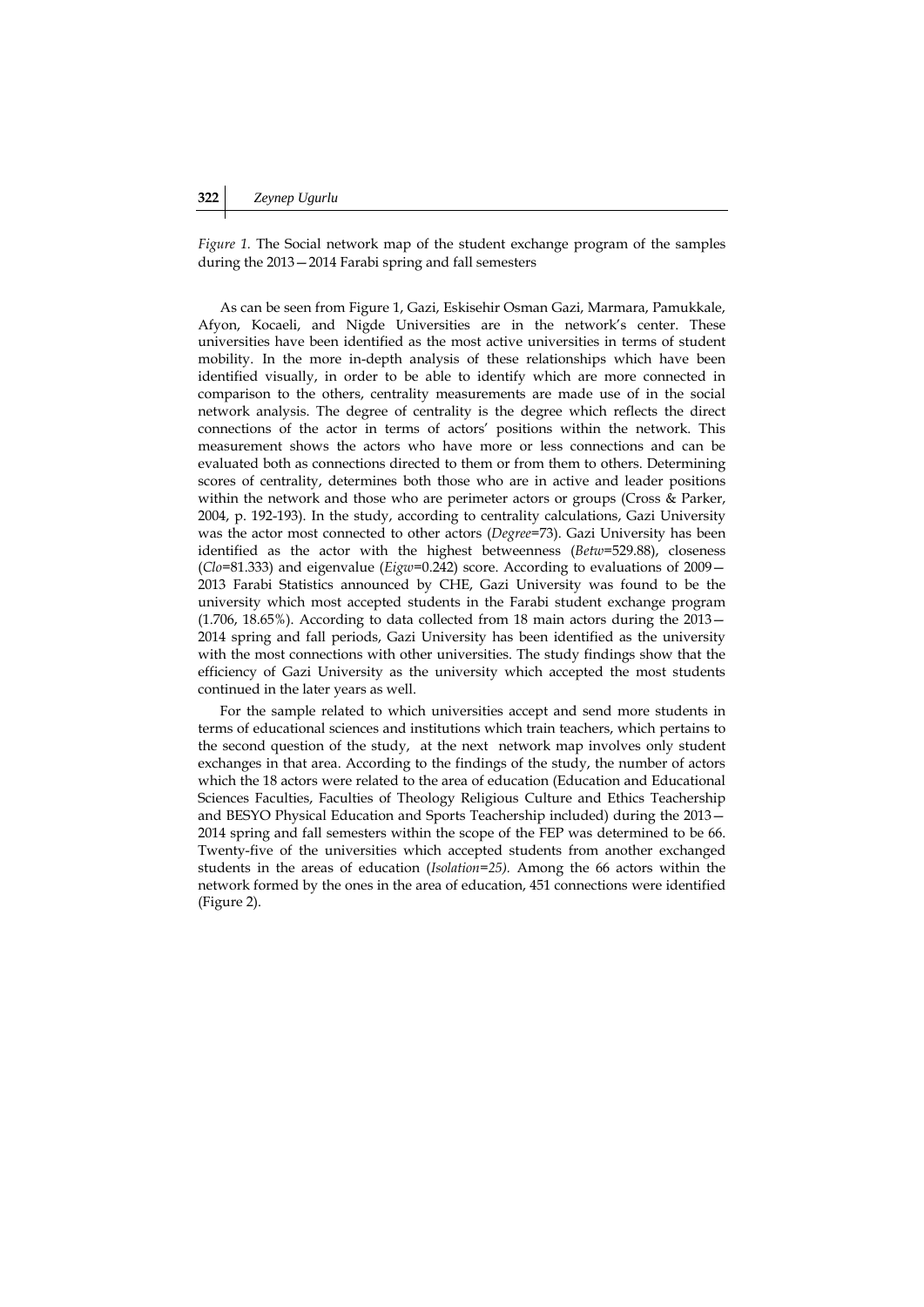*Figure 1.* The Social network map of the student exchange program of the samples during the 2013—2014 Farabi spring and fall semesters

As can be seen from Figure 1, Gazi, Eskisehir Osman Gazi, Marmara, Pamukkale, Afyon, Kocaeli, and Nigde Universities are in the network's center. These universities have been identified as the most active universities in terms of student mobility. In the more in-depth analysis of these relationships which have been identified visually, in order to be able to identify which are more connected in comparison to the others, centrality measurements are made use of in the social network analysis. The degree of centrality is the degree which reflects the direct connections of the actor in terms of actors' positions within the network. This measurement shows the actors who have more or less connections and can be evaluated both as connections directed to them or from them to others. Determining scores of centrality, determines both those who are in active and leader positions within the network and those who are perimeter actors or groups (Cross & Parker, 2004, p. 192-193). In the study, according to centrality calculations, Gazi University was the actor most connected to other actors (*Degree*=73). Gazi University has been identified as the actor with the highest betweenness (*Betw*=529.88), closeness (*Clo*=81.333) and eigenvalue (*Eigw*=0.242) score. According to evaluations of 2009—2013 Farabi Statistics announced by CHE, Gazi University was found to be the university which most accepted students in the Farabi student exchange program (1.706, 18.65%). According to data collected from 18 main actors during the 2013—2014 spring and fall periods, Gazi University has been identified as the university with the most connections with other universities. The study findings show that the efficiency of Gazi University as the university which accepted the most students continued in the later years as well.

For the sample related to which universities accept and send more students in terms of educational sciences and institutions which train teachers, which pertains to the second question of the study, at the next network map involves only student exchanges in that area. According to the findings of the study, the number of actors which the 18 actors were related to the area of education (Education and Educational Sciences Faculties, Faculties of Theology Religious Culture and Ethics Teachership and BESYO Physical Education and Sports Teachership included) during the 2013—2014 spring and fall semesters within the scope of the FEP was determined to be 66. Twenty-five of the universities which accepted students from another exchanged students in the areas of education (*Isolation=25).* Among the 66 actors within the network formed by the ones in the area of education, 451 connections were identified (Figure 2).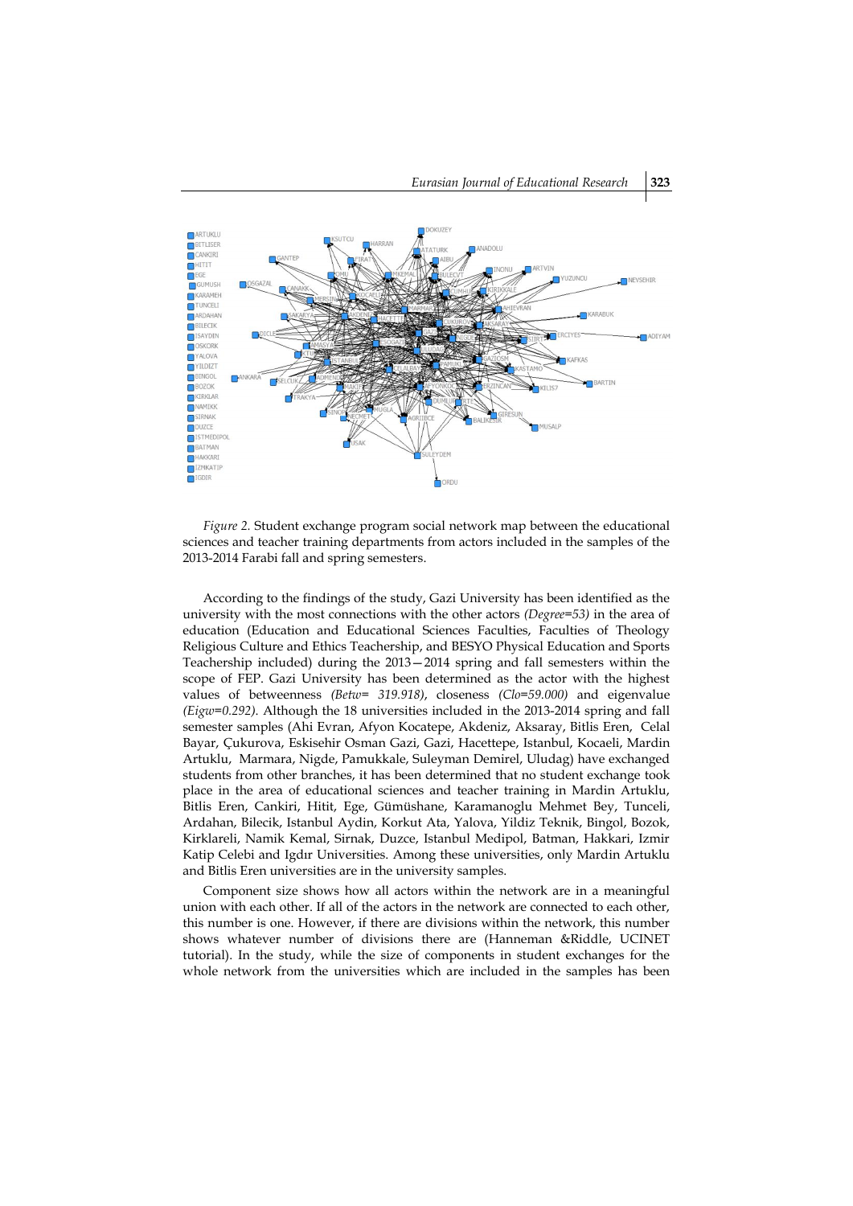*Figure 2.* Student exchange program social network map between the educational sciences and teacher training departments from actors included in the samples of the 2013-2014 Farabi fall and spring semesters.

According to the findings of the study, Gazi University has been identified as the university with the most connections with the other actors *(Degree=53)* in the area of education (Education and Educational Sciences Faculties, Faculties of Theology Religious Culture and Ethics Teachership, and BESYO Physical Education and Sports Teachership included) during the 2013—2014 spring and fall semesters within the scope of FEP. Gazi University has been determined as the actor with the highest values of betweenness *(Betw= 319.918)*, closeness *(Clo=59.000)* and eigenvalue *(Eigw=0.292)*. Although the 18 universities included in the 2013-2014 spring and fall semester samples (Ahi Evran, Afyon Kocatepe, Akdeniz, Aksaray, Bitlis Eren, Celal Bayar, Çukurova, Eskisehir Osman Gazi, Gazi, Hacettepe, Istanbul, Kocaeli, Mardin Artuklu, Marmara, Nigde, Pamukkale, Suleyman Demirel, Uludag) have exchanged students from other branches, it has been determined that no student exchange took place in the area of educational sciences and teacher training in Mardin Artuklu, Bitlis Eren, Cankiri, Hitit, Ege, Gümüshane, Karamanoglu Mehmet Bey, Tunceli, Ardahan, Bilecik, Istanbul Aydin, Korkut Ata, Yalova, Yildiz Teknik, Bingol, Bozok, Kirklareli, Namik Kemal, Sirnak, Duzce, Istanbul Medipol, Batman, Hakkari, Izmir Katip Celebi and Igdır Universities. Among these universities, only Mardin Artuklu and Bitlis Eren universities are in the university samples.

Component size shows how all actors within the network are in a meaningful union with each other. If all of the actors in the network are connected to each other, this number is one. However, if there are divisions within the network, this number shows whatever number of divisions there are (Hanneman &Riddle, UCINET tutorial). In the study, while the size of components in student exchanges for the whole network from the universities which are included in the samples has been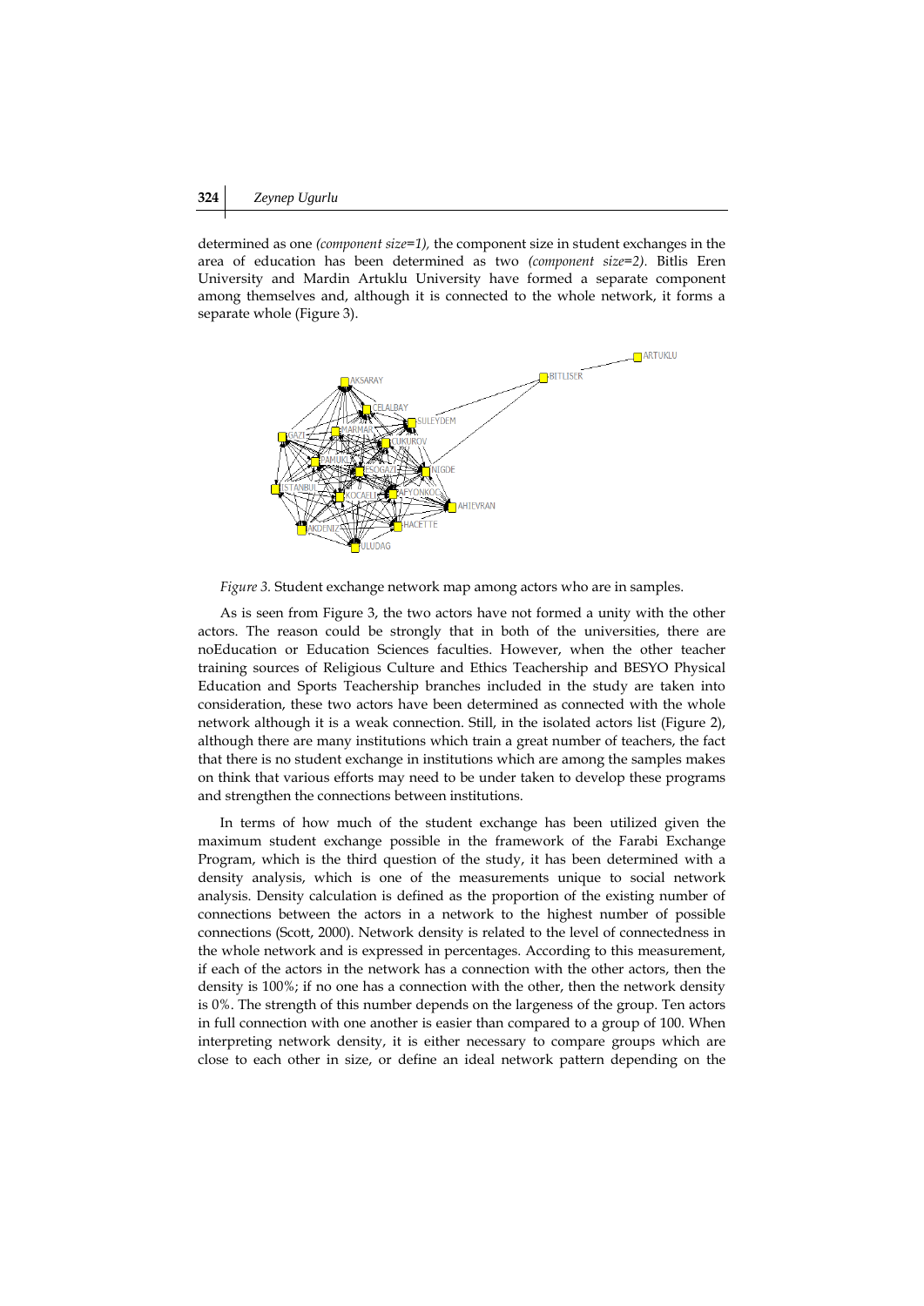determined as one *(component size=1),* the component size in student exchanges in the area of education has been determined as two *(component size=2).* Bitlis Eren University and Mardin Artuklu University have formed a separate component among themselves and, although it is connected to the whole network, it forms a separate whole (Figure 3).

ARTUKLU
BITLISER
AKSARAY
CELALBAY
SULEYDEM
GAZI
MARMAR
CUKUROV
PAMUKL
ESOGAZI
NIGDE
ISTANBUL
KOCAELI
AFYONKOC
AHIEVRAN
AKDENIZ
HACETTE
ULUDAG

*Figure 3.* Student exchange network map among actors who are in samples.

As is seen from Figure 3, the two actors have not formed a unity with the other actors. The reason could be strongly that in both of the universities, there are noEducation or Education Sciences faculties. However, when the other teacher training sources of Religious Culture and Ethics Teachership and BESYO Physical Education and Sports Teachership branches included in the study are taken into consideration, these two actors have been determined as connected with the whole network although it is a weak connection. Still, in the isolated actors list (Figure 2), although there are many institutions which train a great number of teachers, the fact that there is no student exchange in institutions which are among the samples makes on think that various efforts may need to be under taken to develop these programs and strengthen the connections between institutions.

In terms of how much of the student exchange has been utilized given the maximum student exchange possible in the framework of the Farabi Exchange Program, which is the third question of the study, it has been determined with a density analysis, which is one of the measurements unique to social network analysis. Density calculation is defined as the proportion of the existing number of connections between the actors in a network to the highest number of possible connections (Scott, 2000). Network density is related to the level of connectedness in the whole network and is expressed in percentages. According to this measurement, if each of the actors in the network has a connection with the other actors, then the density is 100%; if no one has a connection with the other, then the network density is 0%. The strength of this number depends on the largeness of the group. Ten actors in full connection with one another is easier than compared to a group of 100. When interpreting network density, it is either necessary to compare groups which are close to each other in size, or define an ideal network pattern depending on the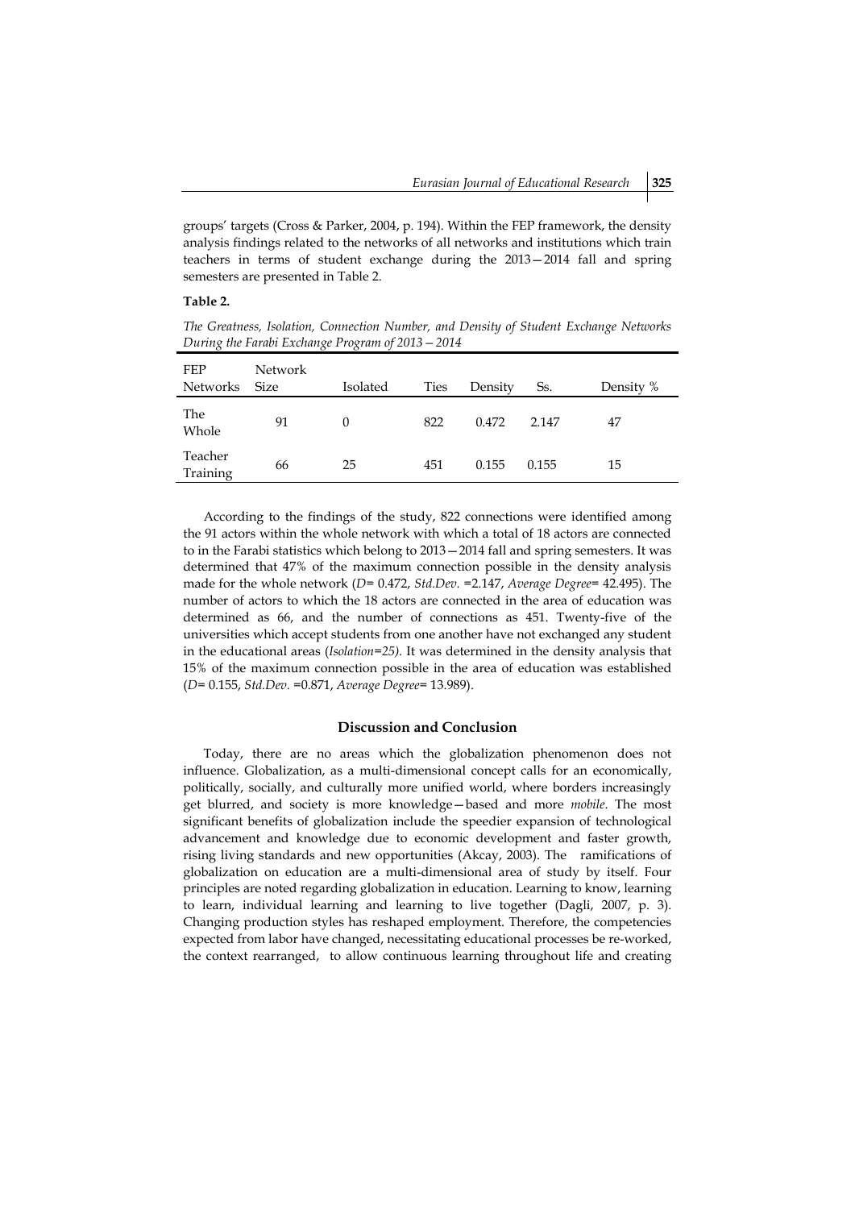groups' targets (Cross & Parker, 2004, p. 194). Within the FEP framework, the density analysis findings related to the networks of all networks and institutions which train teachers in terms of student exchange during the 2013—2014 fall and spring semesters are presented in Table 2.

**Table 2.**

*The Greatness, Isolation, Connection Number, and Density of Student Exchange Networks During the Farabi Exchange Program of 2013—2014*

| FEP Networks | Network Size | Isolated | Ties | Density | Ss. | Density % |
|---|---|---|---|---|---|---|
| The Whole | 91 | 0 | 822 | 0.472 | 2.147 | 47 |
| Teacher Training | 66 | 25 | 451 | 0.155 | 0.155 | 15 |

According to the findings of the study, 822 connections were identified among the 91 actors within the whole network with which a total of 18 actors are connected to in the Farabi statistics which belong to 2013—2014 fall and spring semesters. It was determined that 47% of the maximum connection possible in the density analysis made for the whole network (*D*= 0.472, *Std.Dev.* =2.147, *Average Degree*= 42.495). The number of actors to which the 18 actors are connected in the area of education was determined as 66, and the number of connections as 451. Twenty-five of the universities which accept students from one another have not exchanged any student in the educational areas (*Isolation=25).* It was determined in the density analysis that 15% of the maximum connection possible in the area of education was established (*D*= 0.155, *Std.Dev.* =0.871, *Average Degree*= 13.989).

## Discussion and Conclusion

Today, there are no areas which the globalization phenomenon does not influence. Globalization, as a multi-dimensional concept calls for an economically, politically, socially, and culturally more unified world, where borders increasingly get blurred, and society is more knowledge—based and more *mobile*. The most significant benefits of globalization include the speedier expansion of technological advancement and knowledge due to economic development and faster growth, rising living standards and new opportunities (Akcay, 2003). The ramifications of globalization on education are a multi-dimensional area of study by itself. Four principles are noted regarding globalization in education. Learning to know, learning to learn, individual learning and learning to live together (Dagli, 2007, p. 3). Changing production styles has reshaped employment. Therefore, the competencies expected from labor have changed, necessitating educational processes be re-worked, the context rearranged, to allow continuous learning throughout life and creating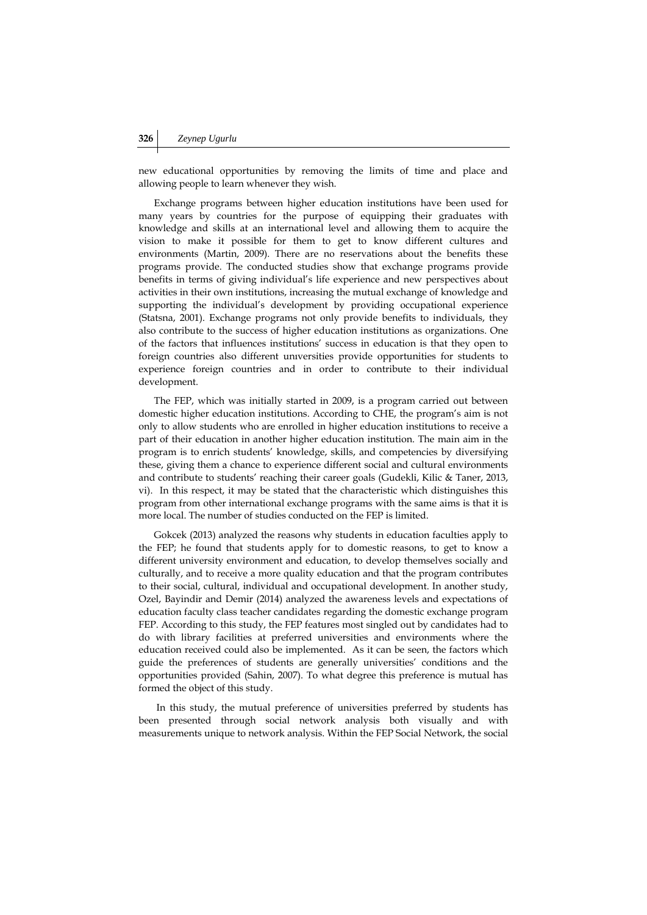new educational opportunities by removing the limits of time and place and allowing people to learn whenever they wish.

Exchange programs between higher education institutions have been used for many years by countries for the purpose of equipping their graduates with knowledge and skills at an international level and allowing them to acquire the vision to make it possible for them to get to know different cultures and environments (Martin, 2009). There are no reservations about the benefits these programs provide. The conducted studies show that exchange programs provide benefits in terms of giving individual's life experience and new perspectives about activities in their own institutions, increasing the mutual exchange of knowledge and supporting the individual's development by providing occupational experience (Statsna, 2001). Exchange programs not only provide benefits to individuals, they also contribute to the success of higher education institutions as organizations. One of the factors that influences institutions' success in education is that they open to foreign countries also different unıversities provide opportunities for students to experience foreign countries and in order to contribute to their individual development.

The FEP, which was initially started in 2009, is a program carried out between domestic higher education institutions. According to CHE, the program's aim is not only to allow students who are enrolled in higher education institutions to receive a part of their education in another higher education institution. The main aim in the program is to enrich students' knowledge, skills, and competencies by diversifying these, giving them a chance to experience different social and cultural environments and contribute to students' reaching their career goals (Gudekli, Kilic & Taner, 2013, vi). In this respect, it may be stated that the characteristic which distinguishes this program from other international exchange programs with the same aims is that it is more local. The number of studies conducted on the FEP is limited.

Gokcek (2013) analyzed the reasons why students in education faculties apply to the FEP; he found that students apply for to domestic reasons, to get to know a different university environment and education, to develop themselves socially and culturally, and to receive a more quality education and that the program contributes to their social, cultural, individual and occupational development. In another study, Ozel, Bayindir and Demir (2014) analyzed the awareness levels and expectations of education faculty class teacher candidates regarding the domestic exchange program FEP. According to this study, the FEP features most singled out by candidates had to do with library facilities at preferred universities and environments where the education received could also be implemented. As it can be seen, the factors which guide the preferences of students are generally universities' conditions and the opportunities provided (Sahin, 2007). To what degree this preference is mutual has formed the object of this study.

In this study, the mutual preference of universities preferred by students has been presented through social network analysis both visually and with measurements unique to network analysis. Within the FEP Social Network, the social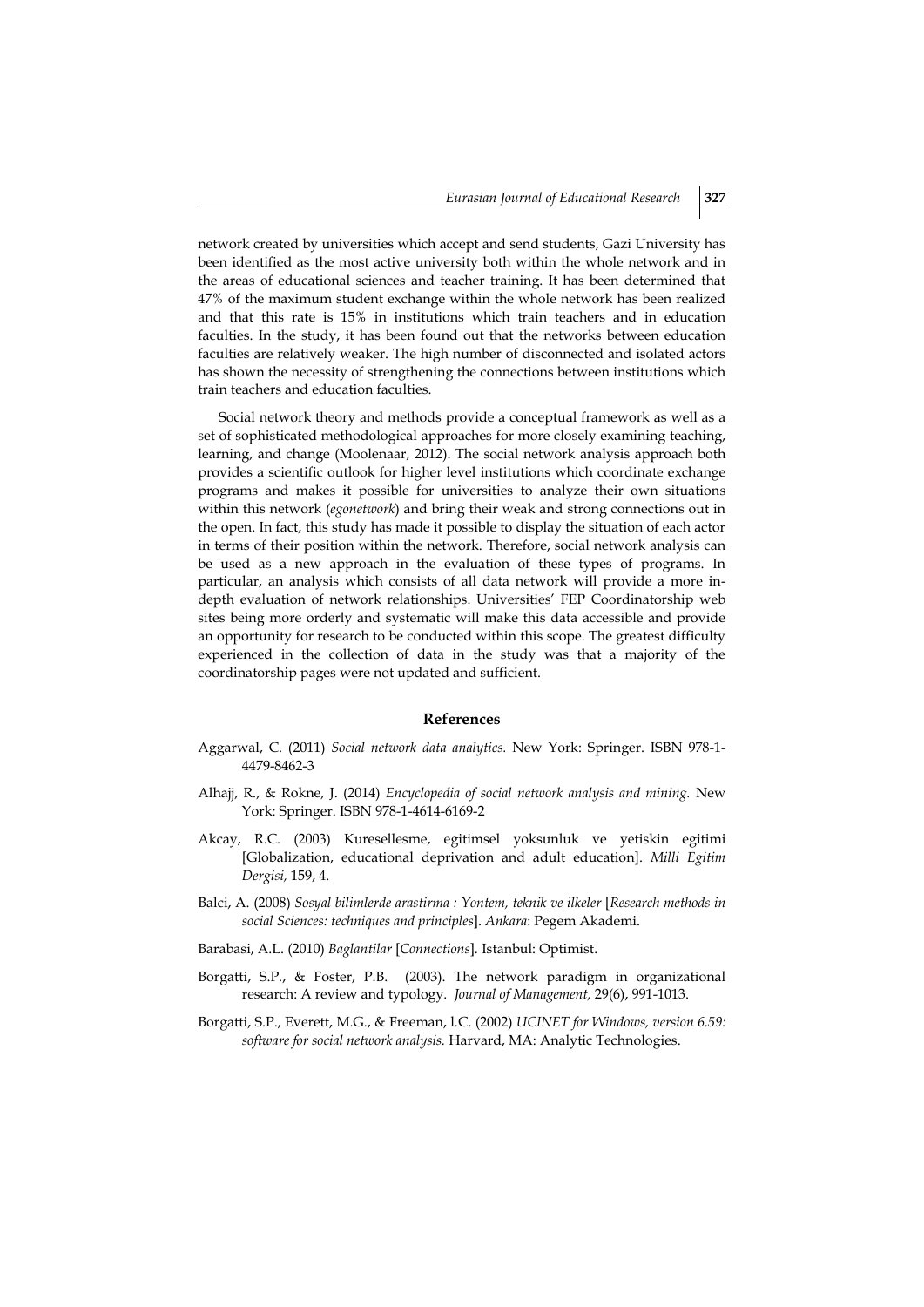network created by universities which accept and send students, Gazi University has been identified as the most active university both within the whole network and in the areas of educational sciences and teacher training. It has been determined that 47% of the maximum student exchange within the whole network has been realized and that this rate is 15% in institutions which train teachers and in education faculties. In the study, it has been found out that the networks between education faculties are relatively weaker. The high number of disconnected and isolated actors has shown the necessity of strengthening the connections between institutions which train teachers and education faculties.

Social network theory and methods provide a conceptual framework as well as a set of sophisticated methodological approaches for more closely examining teaching, learning, and change (Moolenaar, 2012). The social network analysis approach both provides a scientific outlook for higher level institutions which coordinate exchange programs and makes it possible for universities to analyze their own situations within this network (*egonetwork*) and bring their weak and strong connections out in the open. In fact, this study has made it possible to display the situation of each actor in terms of their position within the network. Therefore, social network analysis can be used as a new approach in the evaluation of these types of programs. In particular, an analysis which consists of all data network will provide a more in-depth evaluation of network relationships. Universities' FEP Coordinatorship web sites being more orderly and systematic will make this data accessible and provide an opportunity for research to be conducted within this scope. The greatest difficulty experienced in the collection of data in the study was that a majority of the coordinatorship pages were not updated and sufficient.

## References

Aggarwal, C. (2011) *Social network data analytics.* New York: Springer. ISBN 978-1-4479-8462-3

Alhajj, R., & Rokne, J. (2014) *Encyclopedia of social network analysis and mining.* New York: Springer. ISBN 978-1-4614-6169-2

Akcay, R.C. (2003) Kuresellesme, egitimsel yoksunluk ve yetiskin egitimi [Globalization, educational deprivation and adult education]. *Milli Egitim Dergisi,* 159, 4.

Balci, A. (2008) *Sosyal bilimlerde arastirma : Yontem, teknik ve ilkeler* [*Research methods in social Sciences: techniques and principles*]. *Ankara*: Pegem Akademi.

Barabasi, A.L. (2010) *Baglantilar* [*Connections*]. Istanbul: Optimist.

Borgatti, S.P., & Foster, P.B. (2003). The network paradigm in organizational research: A review and typology. *Journal of Management,* 29(6), 991-1013.

Borgatti, S.P., Everett, M.G., & Freeman, l.C. (2002) *UCINET for Windows, version 6.59: software for social network analysis.* Harvard, MA: Analytic Technologies.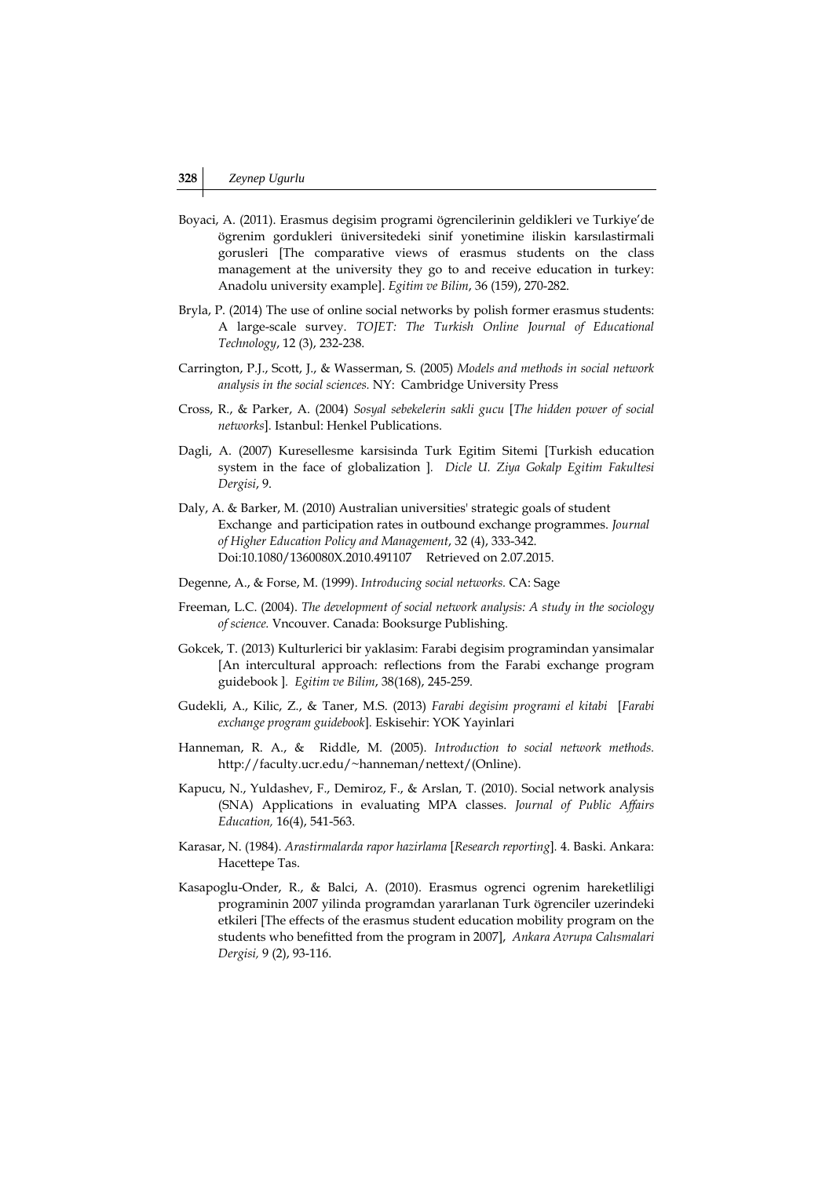Boyaci, A. (2011). Erasmus degisim programi ögrencilerinin geldikleri ve Turkiye'de ögrenim gordukleri üniversitedeki sinif yonetimine iliskin karsılastirmali gorusleri [The comparative views of erasmus students on the class management at the university they go to and receive education in turkey: Anadolu university example]. *Egitim ve Bilim*, 36 (159), 270-282.

Bryla, P. (2014) The use of online social networks by polish former erasmus students: A large-scale survey. *TOJET: The Turkish Online Journal of Educational Technology*, 12 (3), 232-238.

Carrington, P.J., Scott, J., & Wasserman, S. (2005) *Models and methods in social network analysis in the social sciences.* NY: Cambridge University Press

Cross, R., & Parker, A. (2004) *Sosyal sebekelerin sakli gucu* [*The hidden power of social networks*]. Istanbul: Henkel Publications.

Dagli, A. (2007) Kuresellesme karsisinda Turk Egitim Sitemi [Turkish education system in the face of globalization ]. *Dicle U. Ziya Gokalp Egitim Fakultesi Dergisi*, 9.

Daly, A. & Barker, M. (2010) Australian universities' strategic goals of student Exchange and participation rates in outbound exchange programmes. *Journal of Higher Education Policy and Management*, 32 (4), 333-342. Doi:10.1080/1360080X.2010.491107 Retrieved on 2.07.2015.

Degenne, A., & Forse, M. (1999). *Introducing social networks.* CA: Sage

Freeman, L.C. (2004). *The development of social network analysis: A study in the sociology of science.* Vncouver. Canada: Booksurge Publishing.

Gokcek, T. (2013) Kulturlerici bir yaklasim: Farabi degisim programindan yansimalar [An intercultural approach: reflections from the Farabi exchange program guidebook ]. *Egitim ve Bilim*, 38(168), 245-259.

Gudekli, A., Kilic, Z., & Taner, M.S. (2013) *Farabi degisim programi el kitabi* [*Farabi exchange program guidebook*]. Eskisehir: YOK Yayinlari

Hanneman, R. A., & Riddle, M. (2005). *Introduction to social network methods.* http://faculty.ucr.edu/~hanneman/nettext/(Online).

Kapucu, N., Yuldashev, F., Demiroz, F., & Arslan, T. (2010). Social network analysis (SNA) Applications in evaluating MPA classes. *Journal of Public Affairs Education,* 16(4), 541-563.

Karasar, N. (1984). *Arastirmalarda rapor hazirlama* [*Research reporting*]. 4. Baski. Ankara: Hacettepe Tas.

Kasapoglu-Onder, R., & Balci, A. (2010). Erasmus ogrenci ogrenim hareketliligi programinin 2007 yilinda programdan yararlanan Turk ögrenciler uzerindeki etkileri [The effects of the erasmus student education mobility program on the students who benefitted from the program in 2007], *Ankara Avrupa Calısmalari Dergisi,* 9 (2), 93-116.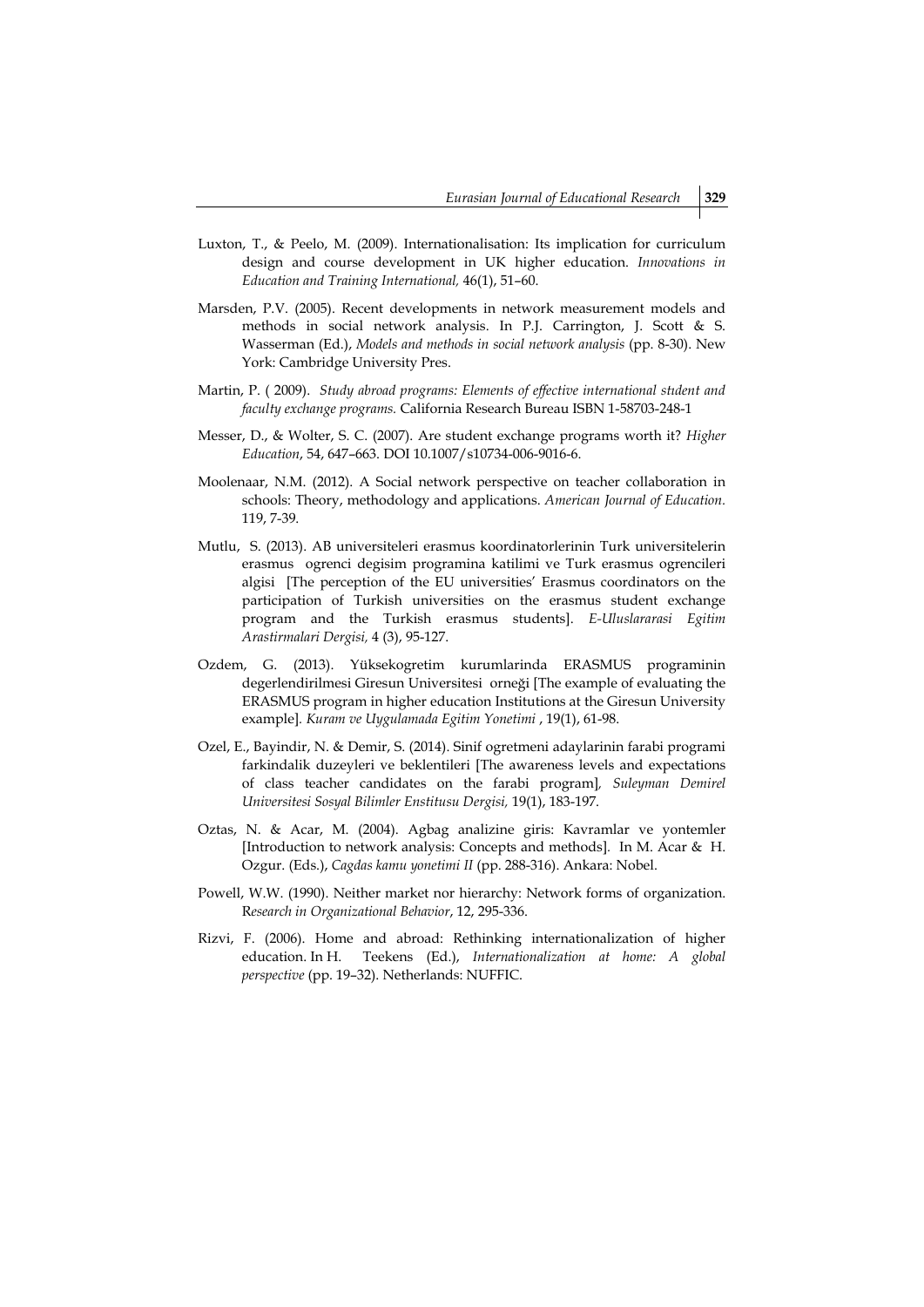Luxton, T., & Peelo, M. (2009). Internationalisation: Its implication for curriculum design and course development in UK higher education. *Innovations in Education and Training International,* 46(1), 51–60.

Marsden, P.V. (2005). Recent developments in network measurement models and methods in social network analysis. In P.J. Carrington, J. Scott & S. Wasserman (Ed.), *Models and methods in social network analysis* (pp. 8-30). New York: Cambridge University Pres.

Martin, P. ( 2009). *Study abroad programs: Elements of effective international student and faculty exchange programs.* California Research Bureau ISBN 1-58703-248-1

Messer, D., & Wolter, S. C. (2007). Are student exchange programs worth it? *Higher Education*, 54, 647–663. DOI 10.1007/s10734-006-9016-6.

Moolenaar, N.M. (2012). A Social network perspective on teacher collaboration in schools: Theory, methodology and applications. *American Journal of Education.* 119, 7-39.

Mutlu, S. (2013). AB universiteleri erasmus koordinatorlerinin Turk universitelerin erasmus ogrenci degisim programina katilimi ve Turk erasmus ogrencileri algisi [The perception of the EU universities' Erasmus coordinators on the participation of Turkish universities on the erasmus student exchange program and the Turkish erasmus students]. *E-Uluslararasi Egitim Arastirmalari Dergisi,* 4 (3), 95-127.

Ozdem, G. (2013). Yüksekogretim kurumlarinda ERASMUS programinin degerlendirilmesi Giresun Universitesi orneği [The example of evaluating the ERASMUS program in higher education Institutions at the Giresun University example]. *Kuram ve Uygulamada Egitim Yonetimi* , 19(1), 61-98.

Ozel, E., Bayindir, N. & Demir, S. (2014). Sinif ogretmeni adaylarinin farabi programi farkindalik duzeyleri ve beklentileri [The awareness levels and expectations of class teacher candidates on the farabi program], *Suleyman Demirel Universitesi Sosyal Bilimler Enstitusu Dergisi,* 19(1), 183-197.

Oztas, N. & Acar, M. (2004). Agbag analizine giris: Kavramlar ve yontemler [Introduction to network analysis: Concepts and methods]. In M. Acar & H. Ozgur. (Eds.), *Cagdas kamu yonetimi II* (pp. 288-316). Ankara: Nobel.

Powell, W.W. (1990). Neither market nor hierarchy: Network forms of organization. R*esearch in Organizational Behavior*, 12, 295-336.

Rizvi, F. (2006). Home and abroad: Rethinking internationalization of higher education. In H. Teekens (Ed.), *Internationalization at home: A global perspective* (pp. 19–32). Netherlands: NUFFIC.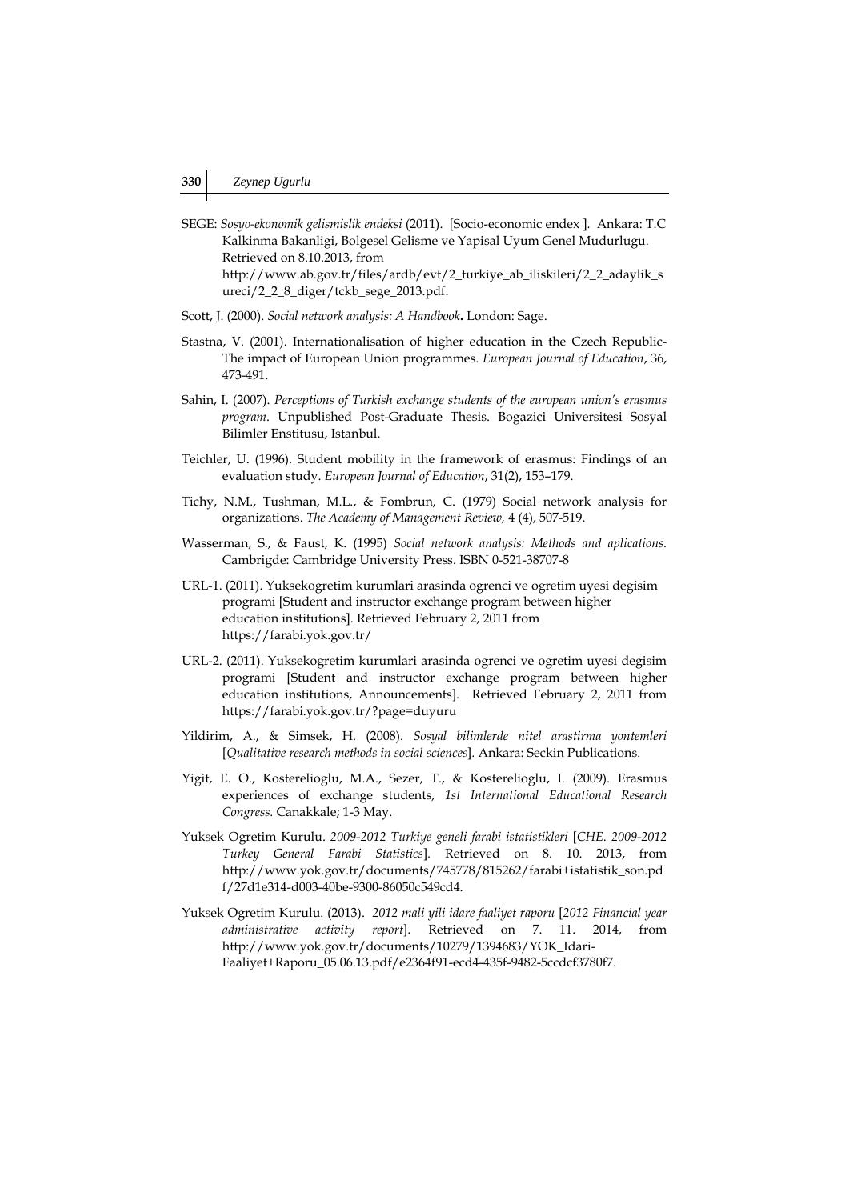SEGE: *Sosyo-ekonomik gelismislik endeksi* (2011). [Socio-economic endex ]. Ankara: T.C Kalkinma Bakanligi, Bolgesel Gelisme ve Yapisal Uyum Genel Mudurlugu. Retrieved on 8.10.2013, from http://www.ab.gov.tr/files/ardb/evt/2_turkiye_ab_iliskileri/2_2_adaylik_sureci/2_2_8_diger/tckb_sege_2013.pdf.

Scott, J. (2000). *Social network analysis: A Handbook***.** London: Sage.

Stastna, V. (2001). Internationalisation of higher education in the Czech Republic- The impact of European Union programmes. *European Journal of Education*, 36, 473-491.

Sahin, I. (2007). *Perceptions of Turkish exchange students of the european union's erasmus program*. Unpublished Post-Graduate Thesis. Bogazici Universitesi Sosyal Bilimler Enstitusu, Istanbul.

Teichler, U. (1996). Student mobility in the framework of erasmus: Findings of an evaluation study. *European Journal of Education*, 31(2), 153–179.

Tichy, N.M., Tushman, M.L., & Fombrun, C. (1979) Social network analysis for organizations. *The Academy of Management Review,* 4 (4), 507-519.

Wasserman, S., & Faust, K. (1995) *Social network analysis: Methods and aplications.* Cambrigde: Cambridge University Press. ISBN 0-521-38707-8

URL-1. (2011). Yuksekogretim kurumlari arasinda ogrenci ve ogretim uyesi degisim programi [Student and instructor exchange program between higher education institutions]. Retrieved February 2, 2011 from https://farabi.yok.gov.tr/

URL-2. (2011). Yuksekogretim kurumlari arasinda ogrenci ve ogretim uyesi degisim programi [Student and instructor exchange program between higher education institutions, Announcements]. Retrieved February 2, 2011 from https://farabi.yok.gov.tr/?page=duyuru

Yildirim, A., & Simsek, H. (2008). *Sosyal bilimlerde nitel arastirma yontemleri* [*Qualitative research methods in social sciences*]. Ankara: Seckin Publications.

Yigit, E. O., Kosterelioglu, M.A., Sezer, T., & Kosterelioglu, I. (2009). Erasmus experiences of exchange students, *1st International Educational Research Congress.* Canakkale; 1-3 May.

Yuksek Ogretim Kurulu. *2009-2012 Turkiye geneli farabi istatistikleri* [*CHE. 2009-2012 Turkey General Farabi Statistics*]. Retrieved on 8. 10. 2013, from http://www.yok.gov.tr/documents/745778/815262/farabi+istatistik_son.pdf/27d1e314-d003-40be-9300-86050c549cd4.

Yuksek Ogretim Kurulu. (2013). *2012 mali yili idare faaliyet raporu* [*2012 Financial year administrative activity report*]. Retrieved on 7. 11. 2014, from http://www.yok.gov.tr/documents/10279/1394683/YOK_Idari-Faaliyet+Raporu_05.06.13.pdf/e2364f91-ecd4-435f-9482-5ccdcf3780f7.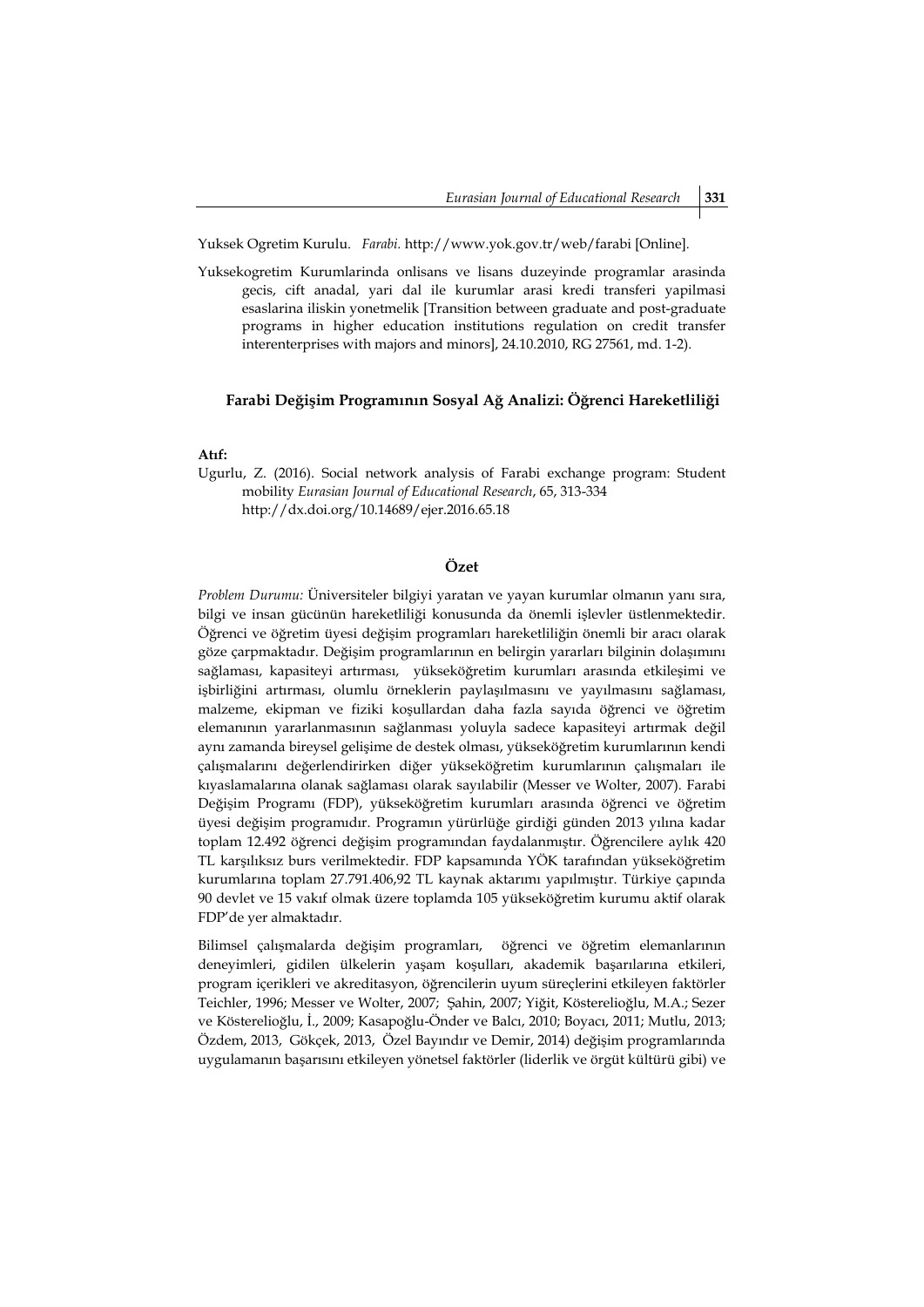Yuksek Ogretim Kurulu. *Farabi.* http://www.yok.gov.tr/web/farabi [Online].

Yuksekogretim Kurumlarinda onlisans ve lisans duzeyinde programlar arasinda gecis, cift anadal, yari dal ile kurumlar arasi kredi transferi yapilmasi esaslarina iliskin yonetmelik [Transition between graduate and post-graduate programs in higher education institutions regulation on credit transfer interenterprises with majors and minors], 24.10.2010, RG 27561, md. 1-2).

## Farabi Değişim Programının Sosyal Ağ Analizi: Öğrenci Hareketliliği

**Atıf:**

Ugurlu, Z. (2016). Social network analysis of Farabi exchange program: Student mobility *Eurasian Journal of Educational Research*, 65, 313-334 http://dx.doi.org/10.14689/ejer.2016.65.18

### Özet

*Problem Durumu:* Üniversiteler bilgiyi yaratan ve yayan kurumlar olmanın yanı sıra, bilgi ve insan gücünün hareketliliği konusunda da önemli işlevler üstlenmektedir. Öğrenci ve öğretim üyesi değişim programları hareketliliğin önemli bir aracı olarak göze çarpmaktadır. Değişim programlarının en belirgin yararları bilginin dolaşımını sağlaması, kapasiteyi artırması, yükseköğretim kurumları arasında etkileşimi ve işbirliğini artırması, olumlu örneklerin paylaşılmasını ve yayılmasını sağlaması, malzeme, ekipman ve fiziki koşullardan daha fazla sayıda öğrenci ve öğretim elemanının yararlanmasının sağlanması yoluyla sadece kapasiteyi artırmak değil aynı zamanda bireysel gelişime de destek olması, yükseköğretim kurumlarının kendi çalışmalarını değerlendirirken diğer yükseköğretim kurumlarının çalışmaları ile kıyaslamalarına olanak sağlaması olarak sayılabilir (Messer ve Wolter, 2007). Farabi Değişim Programı (FDP), yükseköğretim kurumları arasında öğrenci ve öğretim üyesi değişim programıdır. Programın yürürlüğe girdiği günden 2013 yılına kadar toplam 12.492 öğrenci değişim programından faydalanmıştır. Öğrencilere aylık 420 TL karşılıksız burs verilmektedir. FDP kapsamında YÖK tarafından yükseköğretim kurumlarına toplam 27.791.406,92 TL kaynak aktarımı yapılmıştır. Türkiye çapında 90 devlet ve 15 vakıf olmak üzere toplamda 105 yükseköğretim kurumu aktif olarak FDP'de yer almaktadır.

Bilimsel çalışmalarda değişim programları, öğrenci ve öğretim elemanlarının deneyimleri, gidilen ülkelerin yaşam koşulları, akademik başarılarına etkileri, program içerikleri ve akreditasyon, öğrencilerin uyum süreçlerini etkileyen faktörler Teichler, 1996; Messer ve Wolter, 2007; Şahin, 2007; Yiğit, Kösterelioğlu, M.A.; Sezer ve Kösterelioğlu, İ., 2009; Kasapoğlu-Önder ve Balcı, 2010; Boyacı, 2011; Mutlu, 2013; Özdem, 2013, Gökçek, 2013, Özel Bayındır ve Demir, 2014) değişim programlarında uygulamanın başarısını etkileyen yönetsel faktörler (liderlik ve örgüt kültürü gibi) ve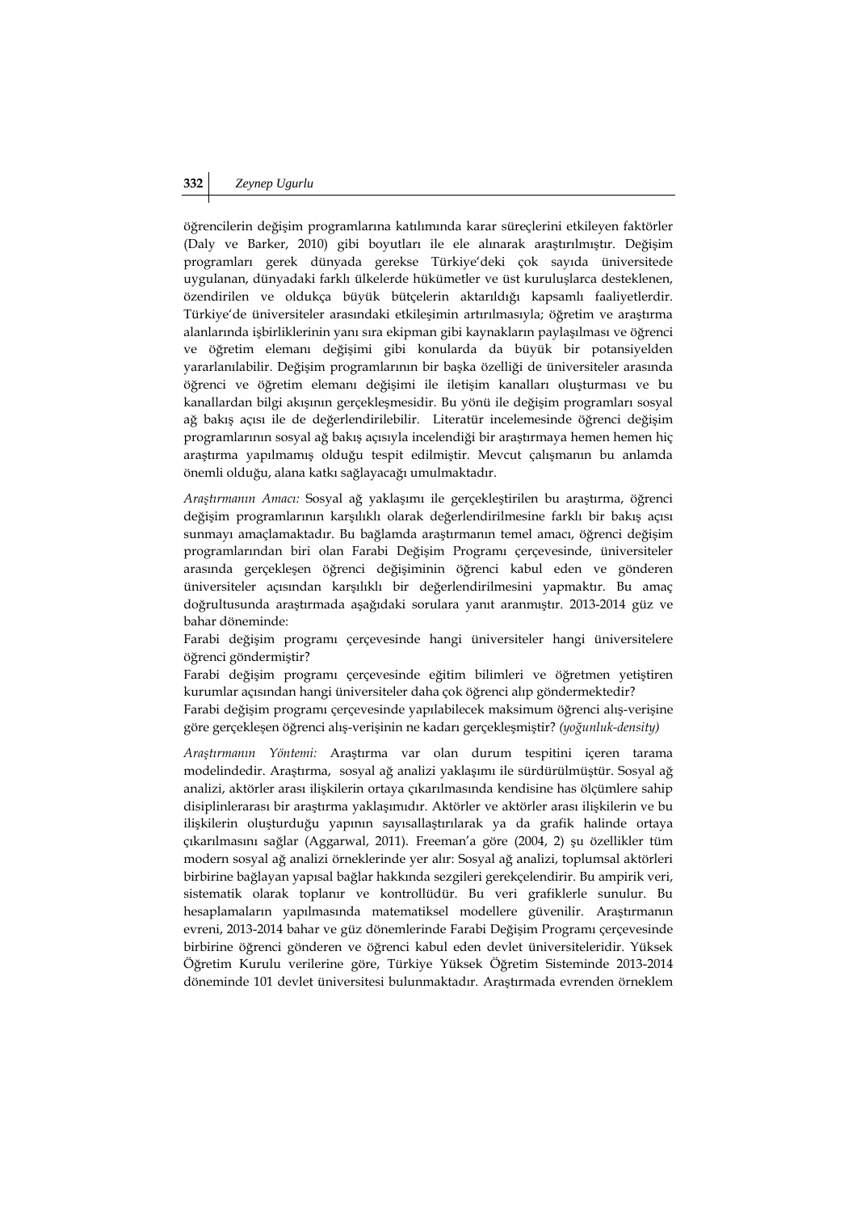öğrencilerin değişim programlarına katılımında karar süreçlerini etkileyen faktörler (Daly ve Barker, 2010) gibi boyutları ile ele alınarak araştırılmıştır. Değişim programları gerek dünyada gerekse Türkiye'deki çok sayıda üniversitede uygulanan, dünyadaki farklı ülkelerde hükümetler ve üst kuruluşlarca desteklenen, özendirilen ve oldukça büyük bütçelerin aktarıldığı kapsamlı faaliyetlerdir. Türkiye'de üniversiteler arasındaki etkileşimin artırılmasıyla; öğretim ve araştırma alanlarında işbirliklerinin yanı sıra ekipman gibi kaynakların paylaşılması ve öğrenci ve öğretim elemanı değişimi gibi konularda da büyük bir potansiyelden yararlanılabilir. Değişim programlarının bir başka özelliği de üniversiteler arasında öğrenci ve öğretim elemanı değişimi ile iletişim kanalları oluşturması ve bu kanallardan bilgi akışının gerçekleşmesidir. Bu yönü ile değişim programları sosyal ağ bakış açısı ile de değerlendirilebilir. Literatür incelemesinde öğrenci değişim programlarının sosyal ağ bakış açısıyla incelendiği bir araştırmaya hemen hemen hiç araştırma yapılmamış olduğu tespit edilmiştir. Mevcut çalışmanın bu anlamda önemli olduğu, alana katkı sağlayacağı umulmaktadır.

*Araştırmanın Amacı:* Sosyal ağ yaklaşımı ile gerçekleştirilen bu araştırma, öğrenci değişim programlarının karşılıklı olarak değerlendirilmesine farklı bir bakış açısı sunmayı amaçlamaktadır. Bu bağlamda araştırmanın temel amacı, öğrenci değişim programlarından biri olan Farabi Değişim Programı çerçevesinde, üniversiteler arasında gerçekleşen öğrenci değişiminin öğrenci kabul eden ve gönderen üniversiteler açısından karşılıklı bir değerlendirilmesini yapmaktır. Bu amaç doğrultusunda araştırmada aşağıdaki sorulara yanıt aranmıştır. 2013-2014 güz ve bahar döneminde:

Farabi değişim programı çerçevesinde hangi üniversiteler hangi üniversitelere öğrenci göndermiştir?

Farabi değişim programı çerçevesinde eğitim bilimleri ve öğretmen yetiştiren kurumlar açısından hangi üniversiteler daha çok öğrenci alıp göndermektedir?

Farabi değişim programı çerçevesinde yapılabilecek maksimum öğrenci alış-verişine göre gerçekleşen öğrenci alış-verişinin ne kadarı gerçekleşmiştir? *(yoğunluk-density)*

*Araştırmanın Yöntemi:* Araştırma var olan durum tespitini içeren tarama modelindedir. Araştırma, sosyal ağ analizi yaklaşımı ile sürdürülmüştür. Sosyal ağ analizi, aktörler arası ilişkilerin ortaya çıkarılmasında kendisine has ölçümlere sahip disiplinlerarası bir araştırma yaklaşımıdır. Aktörler ve aktörler arası ilişkilerin ve bu ilişkilerin oluşturduğu yapının sayısallaştırılarak ya da grafik halinde ortaya çıkarılmasını sağlar (Aggarwal, 2011). Freeman'a göre (2004, 2) şu özellikler tüm modern sosyal ağ analizi örneklerinde yer alır: Sosyal ağ analizi, toplumsal aktörleri birbirine bağlayan yapısal bağlar hakkında sezgileri gerekçelendirir. Bu ampirik veri, sistematik olarak toplanır ve kontrollüdür. Bu veri grafiklerle sunulur. Bu hesaplamaların yapılmasında matematiksel modellere güvenilir. Araştırmanın evreni, 2013-2014 bahar ve güz dönemlerinde Farabi Değişim Programı çerçevesinde birbirine öğrenci gönderen ve öğrenci kabul eden devlet üniversiteleridir. Yüksek Öğretim Kurulu verilerine göre, Türkiye Yüksek Öğretim Sisteminde 2013-2014 döneminde 101 devlet üniversitesi bulunmaktadır. Araştırmada evrenden örneklem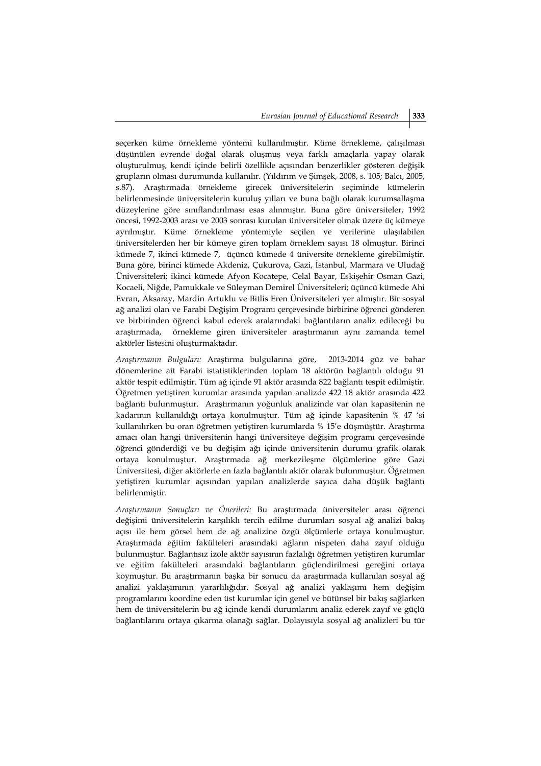seçerken küme örnekleme yöntemi kullanılmıştır. Küme örnekleme, çalışılması düşünülen evrende doğal olarak oluşmuş veya farklı amaçlarla yapay olarak oluşturulmuş, kendi içinde belirli özellikle açısından benzerlikler gösteren değişik grupların olması durumunda kullanılır. (Yıldırım ve Şimşek, 2008, s. 105; Balcı, 2005, s.87). Araştırmada örnekleme girecek üniversitelerin seçiminde kümelerin belirlenmesinde üniversitelerin kuruluş yılları ve buna bağlı olarak kurumsallaşma düzeylerine göre sınıflandırılması esas alınmıştır. Buna göre üniversiteler, 1992 öncesi, 1992-2003 arası ve 2003 sonrası kurulan üniversiteler olmak üzere üç kümeye ayrılmıştır. Küme örnekleme yöntemiyle seçilen ve verilerine ulaşılabilen üniversitelerden her bir kümeye giren toplam örneklem sayısı 18 olmuştur. Birinci kümede 7, ikinci kümede 7, üçüncü kümede 4 üniversite örneklemе girebilmiştir. Buna göre, birinci kümede Akdeniz, Çukurova, Gazi, İstanbul, Marmara ve Uludağ Üniversiteleri; ikinci kümede Afyon Kocatepe, Celal Bayar, Eskişehir Osman Gazi, Kocaeli, Niğde, Pamukkale ve Süleyman Demirel Üniversiteleri; üçüncü kümede Ahi Evran, Aksaray, Mardin Artuklu ve Bitlis Eren Üniversiteleri yer almıştır. Bir sosyal ağ analizi olan ve Farabi Değişim Programı çerçevesinde birbirine öğrenci gönderen ve birbirinden öğrenci kabul ederek aralarındaki bağlantıların analiz edileceği bu araştırmada, örnekleme giren üniversiteler araştırmanın aynı zamanda temel aktörler listesini oluşturmaktadır.

*Araştırmanın Bulguları:* Araştırma bulgularına göre, 2013-2014 güz ve bahar dönemlerine ait Farabi istatistiklerinden toplam 18 aktörün bağlantılı olduğu 91 aktör tespit edilmiştir. Tüm ağ içinde 91 aktör arasında 822 bağlantı tespit edilmiştir. Öğretmen yetiştiren kurumlar arasında yapılan analizde 422 18 aktör arasında 422 bağlantı bulunmuştur. Araştırmanın yoğunluk analizinde var olan kapasitenin ne kadarının kullanıldığı ortaya konulmuştur. Tüm ağ içinde kapasitenin % 47 'si kullanılırken bu oran öğretmen yetiştiren kurumlarda % 15'e düşmüştür. Araştırma amacı olan hangi üniversitenin hangi üniversiteye değişim programı çerçevesinde öğrenci gönderdiği ve bu değişim ağı içinde üniversitenin durumu grafik olarak ortaya konulmuştur. Araştırmada ağ merkezileşme ölçümlerine göre Gazi Üniversitesi, diğer aktörlerle en fazla bağlantılı aktör olarak bulunmuştur. Öğretmen yetiştiren kurumlar açısından yapılan analizlerde sayıca daha düşük bağlantı belirlenmiştir.

*Araştırmanın Sonuçları ve Önerileri:* Bu araştırmada üniversiteler arası öğrenci değişimi üniversitelerin karşılıklı tercih edilme durumları sosyal ağ analizi bakış açısı ile hem görsel hem de ağ analizine özgü ölçümlerle ortaya konulmuştur. Araştırmada eğitim fakülteleri arasındaki ağların nispeten daha zayıf olduğu bulunmuştur. Bağlantısız izole aktör sayısının fazlalığı öğretmen yetiştiren kurumlar ve eğitim fakülteleri arasındaki bağlantıların güçlendirilmesi gereğini ortaya koymuştur. Bu araştırmanın başka bir sonucu da araştırmada kullanılan sosyal ağ analizi yaklaşımının yararlılığıdır. Sosyal ağ analizi yaklaşımı hem değişim programlarını koordine eden üst kurumlar için genel ve bütünsel bir bakış sağlarken hem de üniversitelerin bu ağ içinde kendi durumlarını analiz ederek zayıf ve güçlü bağlantılarını ortaya çıkarma olanağı sağlar. Dolayısıyla sosyal ağ analizleri bu tür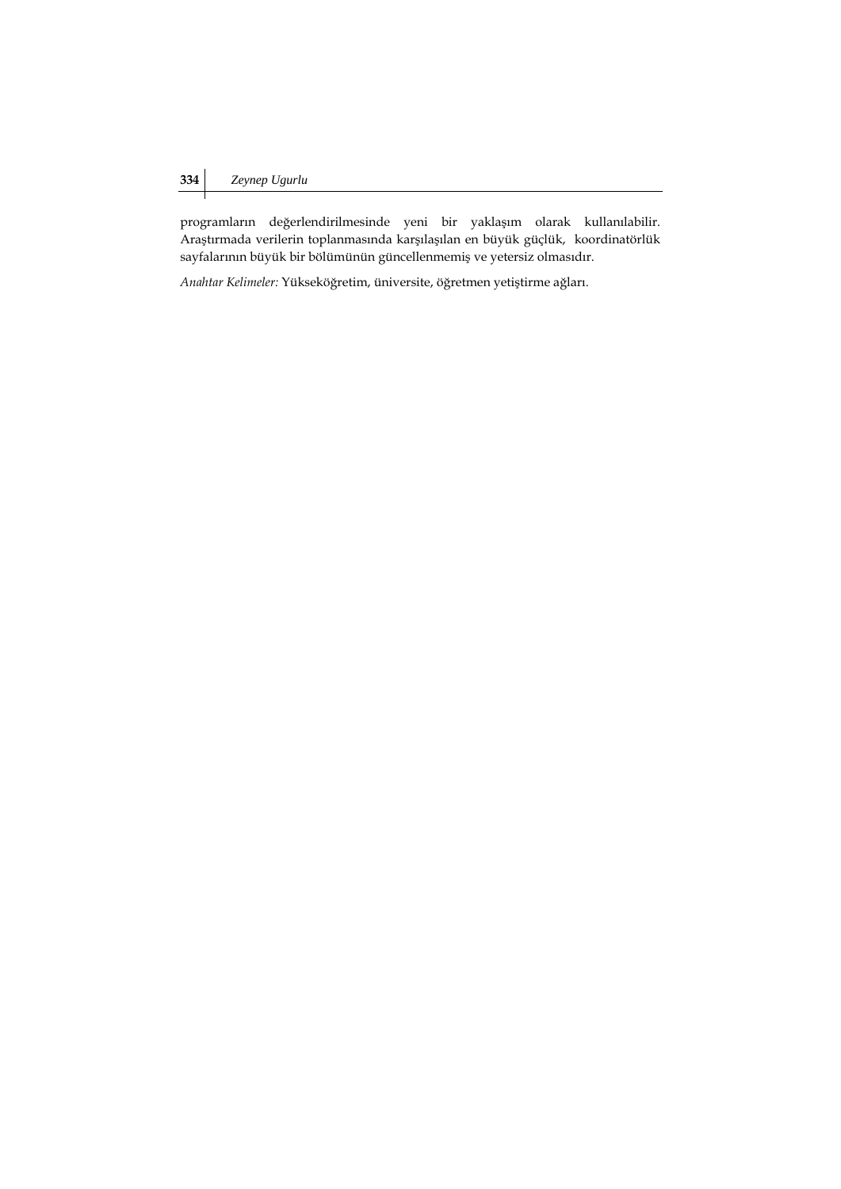programların değerlendirilmesinde yeni bir yaklaşım olarak kullanılabilir. Araştırmada verilerin toplanmasında karşılaşılan en büyük güçlük, koordinatörlük sayfalarının büyük bir bölümünün güncellenmemiş ve yetersiz olmasıdır.

*Anahtar Kelimeler:* Yükseköğretim, üniversite, öğretmen yetiştirme ağları.